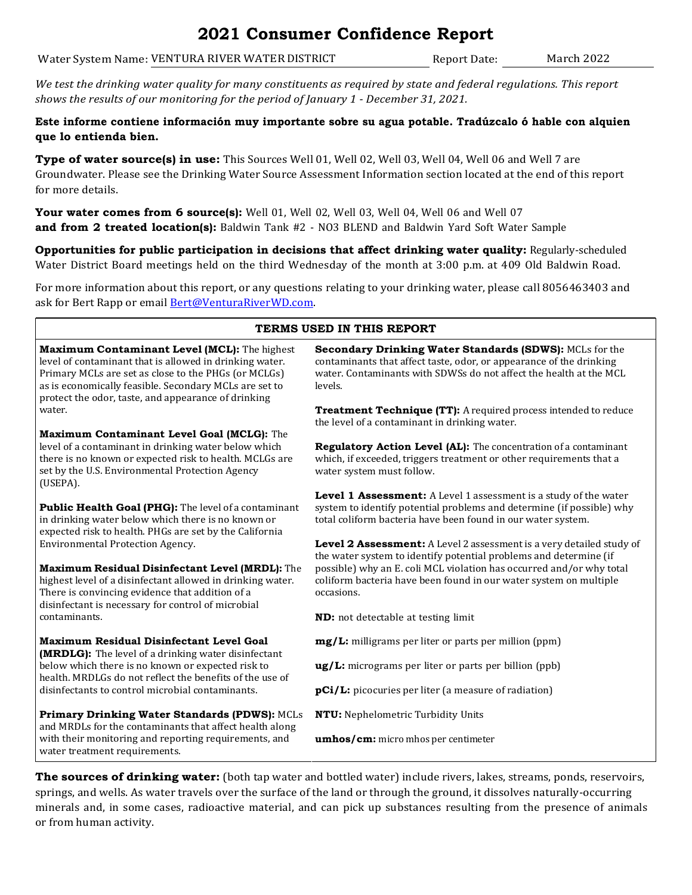# 2021 Consumer Confidence Report

Water System Name: VENTURA RIVER WATER DISTRICT Report Date: March 2022

*We test the drinking water quality for many constituents as required by state and federal regulations. This report shows the results of our monitoring for the period of January 1 - December 31, 2021.*

**Este informe contiene información muy importante sobre su agua potable. Tradúzcalo ó hable con alquien que lo entienda bien.**

**Type of water source(s) in use:** This Sources Well 01, Well 02, Well 03, Well 04, Well 06 and Well 7 are Groundwater. Please see the Drinking Water Source Assessment Information section located at the end of this report for more details.

**Your water comes from 6 source(s):** Well 01, Well 02, Well 03, Well 04, Well 06 and Well 07
**and from 2 treated location(s):** Baldwin Tank #2 - NO3 BLEND and Baldwin Yard Soft Water Sample

**Opportunities for public participation in decisions that affect drinking water quality:** Regularly-scheduled Water District Board meetings held on the third Wednesday of the month at 3:00 p.m. at 409 Old Baldwin Road.

For more information about this report, or any questions relating to your drinking water, please call 8056463403 and ask for Bert Rapp or email Bert@VenturaRiverWD.com.

## TERMS USED IN THIS REPORT

**Maximum Contaminant Level (MCL):** The highest level of contaminant that is allowed in drinking water. Primary MCLs are set as close to the PHGs (or MCLGs) as is economically feasible. Secondary MCLs are set to protect the odor, taste, and appearance of drinking water.

**Maximum Contaminant Level Goal (MCLG):** The level of a contaminant in drinking water below which there is no known or expected risk to health. MCLGs are set by the U.S. Environmental Protection Agency (USEPA).

**Public Health Goal (PHG):** The level of a contaminant in drinking water below which there is no known or expected risk to health. PHGs are set by the California Environmental Protection Agency.

**Maximum Residual Disinfectant Level (MRDL):** The highest level of a disinfectant allowed in drinking water. There is convincing evidence that addition of a disinfectant is necessary for control of microbial contaminants.

**Maximum Residual Disinfectant Level Goal (MRDLG):** The level of a drinking water disinfectant below which there is no known or expected risk to health. MRDLGs do not reflect the benefits of the use of disinfectants to control microbial contaminants.

**Primary Drinking Water Standards (PDWS):** MCLs and MRDLs for the contaminants that affect health along with their monitoring and reporting requirements, and water treatment requirements.

**Secondary Drinking Water Standards (SDWS):** MCLs for the contaminants that affect taste, odor, or appearance of the drinking water. Contaminants with SDWSs do not affect the health at the MCL levels.

**Treatment Technique (TT):** A required process intended to reduce the level of a contaminant in drinking water.

**Regulatory Action Level (AL):** The concentration of a contaminant which, if exceeded, triggers treatment or other requirements that a water system must follow.

**Level 1 Assessment:** A Level 1 assessment is a study of the water system to identify potential problems and determine (if possible) why total coliform bacteria have been found in our water system.

**Level 2 Assessment:** A Level 2 assessment is a very detailed study of the water system to identify potential problems and determine (if possible) why an E. coli MCL violation has occurred and/or why total coliform bacteria have been found in our water system on multiple occasions.

**ND:** not detectable at testing limit

**mg/L:** milligrams per liter or parts per million (ppm)

**ug/L:** micrograms per liter or parts per billion (ppb)

**pCi/L:** picocuries per liter (a measure of radiation)

**NTU:** Nephelometric Turbidity Units

**umhos/cm:** micro mhos per centimeter

**The sources of drinking water:** (both tap water and bottled water) include rivers, lakes, streams, ponds, reservoirs, springs, and wells. As water travels over the surface of the land or through the ground, it dissolves naturally-occurring minerals and, in some cases, radioactive material, and can pick up substances resulting from the presence of animals or from human activity.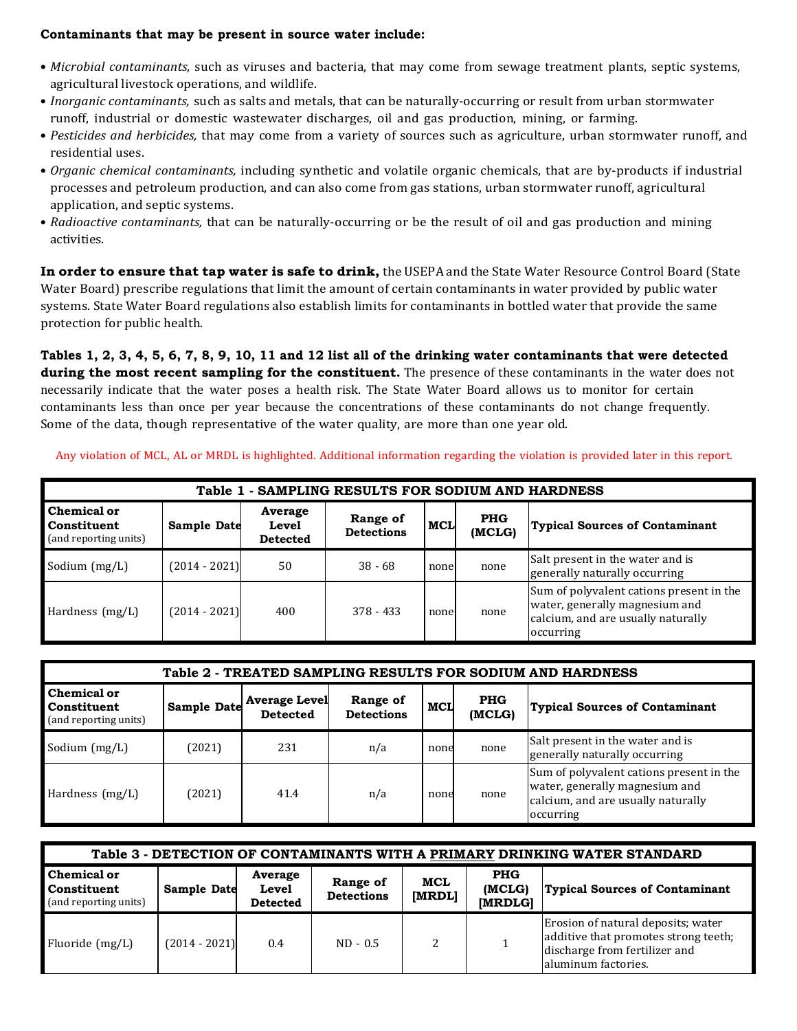**Contaminants that may be present in source water include:**

- *Microbial contaminants,* such as viruses and bacteria, that may come from sewage treatment plants, septic systems, agricultural livestock operations, and wildlife.
- *Inorganic contaminants,* such as salts and metals, that can be naturally-occurring or result from urban stormwater runoff, industrial or domestic wastewater discharges, oil and gas production, mining, or farming.
- *Pesticides and herbicides,* that may come from a variety of sources such as agriculture, urban stormwater runoff, and residential uses.
- *Organic chemical contaminants,* including synthetic and volatile organic chemicals, that are by-products if industrial processes and petroleum production, and can also come from gas stations, urban stormwater runoff, agricultural application, and septic systems.
- *Radioactive contaminants,* that can be naturally-occurring or be the result of oil and gas production and mining activities.

**In order to ensure that tap water is safe to drink,** the USEPA and the State Water Resource Control Board (State Water Board) prescribe regulations that limit the amount of certain contaminants in water provided by public water systems. State Water Board regulations also establish limits for contaminants in bottled water that provide the same protection for public health.

**Tables 1, 2, 3, 4, 5, 6, 7, 8, 9, 10, 11 and 12 list all of the drinking water contaminants that were detected during the most recent sampling for the constituent.** The presence of these contaminants in the water does not necessarily indicate that the water poses a health risk. The State Water Board allows us to monitor for certain contaminants less than once per year because the concentrations of these contaminants do not change frequently. Some of the data, though representative of the water quality, are more than one year old.

Any violation of MCL, AL or MRDL is highlighted. Additional information regarding the violation is provided later in this report.

| Table 1 - SAMPLING RESULTS FOR SODIUM AND HARDNESS | | | | | | |
|---|---|---|---|---|---|---|
| **Chemical or Constituent** (and reporting units) | **Sample Date** | **Average Level Detected** | **Range of Detections** | **MCL** | **PHG (MCLG)** | **Typical Sources of Contaminant** |
| Sodium (mg/L) | (2014 - 2021) | 50 | 38 - 68 | none | none | Salt present in the water and is generally naturally occurring |
| Hardness (mg/L) | (2014 - 2021) | 400 | 378 - 433 | none | none | Sum of polyvalent cations present in the water, generally magnesium and calcium, and are usually naturally occurring |

| Table 2 - TREATED SAMPLING RESULTS FOR SODIUM AND HARDNESS | | | | | | |
|---|---|---|---|---|---|---|
| **Chemical or Constituent** (and reporting units) | **Sample Date** | **Average Level Detected** | **Range of Detections** | **MCL** | **PHG (MCLG)** | **Typical Sources of Contaminant** |
| Sodium (mg/L) | (2021) | 231 | n/a | none | none | Salt present in the water and is generally naturally occurring |
| Hardness (mg/L) | (2021) | 41.4 | n/a | none | none | Sum of polyvalent cations present in the water, generally magnesium and calcium, and are usually naturally occurring |

| Table 3 - DETECTION OF CONTAMINANTS WITH A PRIMARY DRINKING WATER STANDARD | | | | | | |
|---|---|---|---|---|---|---|
| **Chemical or Constituent** (and reporting units) | **Sample Date** | **Average Level Detected** | **Range of Detections** | **MCL [MRDL]** | **PHG (MCLG) [MRDLG]** | **Typical Sources of Contaminant** |
| Fluoride (mg/L) | (2014 - 2021) | 0.4 | ND - 0.5 | 2 | 1 | Erosion of natural deposits; water additive that promotes strong teeth; discharge from fertilizer and aluminum factories. |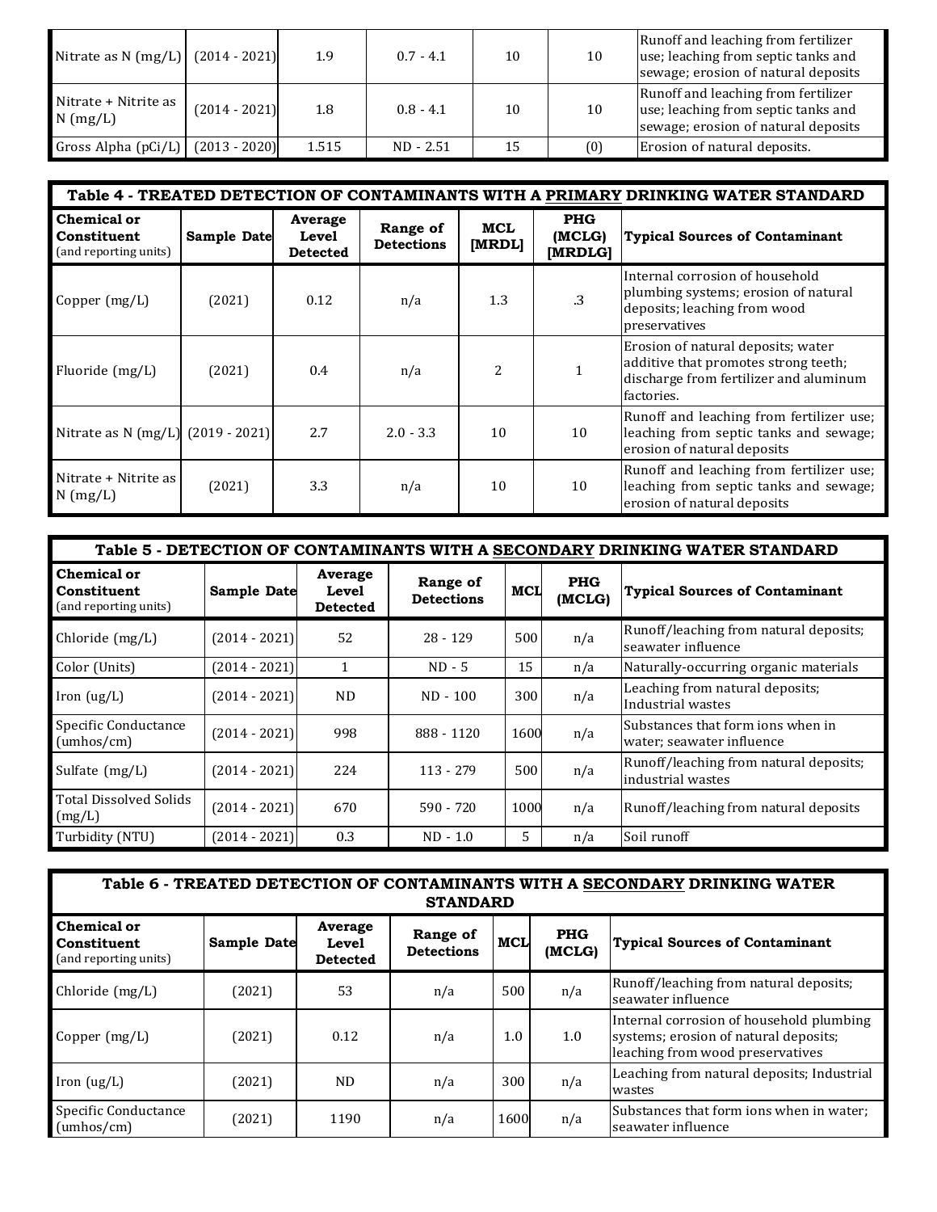| | | | | | | |
|---|---|---|---|---|---|---|
| Nitrate as N (mg/L) | (2014 - 2021) | 1.9 | 0.7 - 4.1 | 10 | 10 | Runoff and leaching from fertilizer use; leaching from septic tanks and sewage; erosion of natural deposits |
| Nitrate + Nitrite as N (mg/L) | (2014 - 2021) | 1.8 | 0.8 - 4.1 | 10 | 10 | Runoff and leaching from fertilizer use; leaching from septic tanks and sewage; erosion of natural deposits |
| Gross Alpha (pCi/L) | (2013 - 2020) | 1.515 | ND - 2.51 | 15 | (0) | Erosion of natural deposits. |

| Table 4 - TREATED DETECTION OF CONTAMINANTS WITH A PRIMARY DRINKING WATER STANDARD | | | | | | |
|---|---|---|---|---|---|---|
| **Chemical or Constituent** (and reporting units) | **Sample Date** | **Average Level Detected** | **Range of Detections** | **MCL [MRDL]** | **PHG (MCLG) [MRDLG]** | **Typical Sources of Contaminant** |
| Copper (mg/L) | (2021) | 0.12 | n/a | 1.3 | .3 | Internal corrosion of household plumbing systems; erosion of natural deposits; leaching from wood preservatives |
| Fluoride (mg/L) | (2021) | 0.4 | n/a | 2 | 1 | Erosion of natural deposits; water additive that promotes strong teeth; discharge from fertilizer and aluminum factories. |
| Nitrate as N (mg/L) | (2019 - 2021) | 2.7 | 2.0 - 3.3 | 10 | 10 | Runoff and leaching from fertilizer use; leaching from septic tanks and sewage; erosion of natural deposits |
| Nitrate + Nitrite as N (mg/L) | (2021) | 3.3 | n/a | 10 | 10 | Runoff and leaching from fertilizer use; leaching from septic tanks and sewage; erosion of natural deposits |

| Table 5 - DETECTION OF CONTAMINANTS WITH A SECONDARY DRINKING WATER STANDARD | | | | | | |
|---|---|---|---|---|---|---|
| **Chemical or Constituent** (and reporting units) | **Sample Date** | **Average Level Detected** | **Range of Detections** | **MCL** | **PHG (MCLG)** | **Typical Sources of Contaminant** |
| Chloride (mg/L) | (2014 - 2021) | 52 | 28 - 129 | 500 | n/a | Runoff/leaching from natural deposits; seawater influence |
| Color (Units) | (2014 - 2021) | 1 | ND - 5 | 15 | n/a | Naturally-occurring organic materials |
| Iron (ug/L) | (2014 - 2021) | ND | ND - 100 | 300 | n/a | Leaching from natural deposits; Industrial wastes |
| Specific Conductance (umhos/cm) | (2014 - 2021) | 998 | 888 - 1120 | 1600 | n/a | Substances that form ions when in water; seawater influence |
| Sulfate (mg/L) | (2014 - 2021) | 224 | 113 - 279 | 500 | n/a | Runoff/leaching from natural deposits; industrial wastes |
| Total Dissolved Solids (mg/L) | (2014 - 2021) | 670 | 590 - 720 | 1000 | n/a | Runoff/leaching from natural deposits |
| Turbidity (NTU) | (2014 - 2021) | 0.3 | ND - 1.0 | 5 | n/a | Soil runoff |

| Table 6 - TREATED DETECTION OF CONTAMINANTS WITH A SECONDARY DRINKING WATER STANDARD | | | | | | |
|---|---|---|---|---|---|---|
| **Chemical or Constituent** (and reporting units) | **Sample Date** | **Average Level Detected** | **Range of Detections** | **MCL** | **PHG (MCLG)** | **Typical Sources of Contaminant** |
| Chloride (mg/L) | (2021) | 53 | n/a | 500 | n/a | Runoff/leaching from natural deposits; seawater influence |
| Copper (mg/L) | (2021) | 0.12 | n/a | 1.0 | 1.0 | Internal corrosion of household plumbing systems; erosion of natural deposits; leaching from wood preservatives |
| Iron (ug/L) | (2021) | ND | n/a | 300 | n/a | Leaching from natural deposits; Industrial wastes |
| Specific Conductance (umhos/cm) | (2021) | 1190 | n/a | 1600 | n/a | Substances that form ions when in water; seawater influence |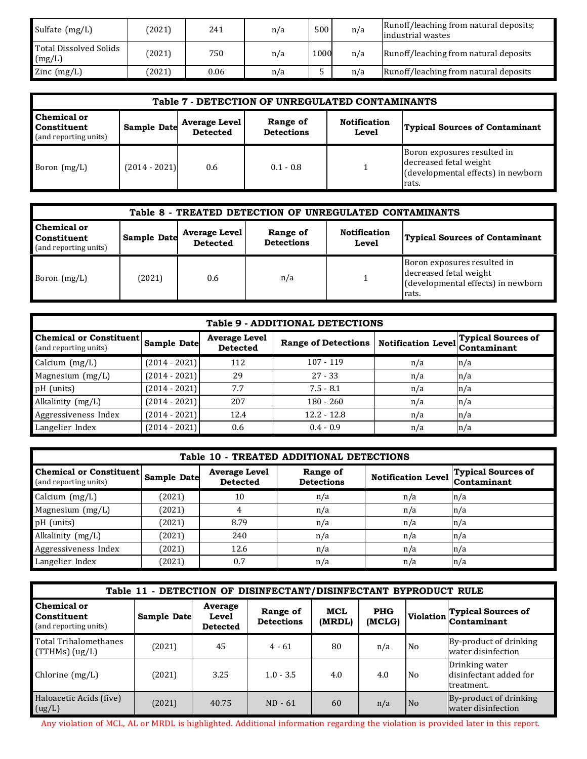| Sulfate (mg/L) | (2021) | 241 | n/a | 500 | n/a | Runoff/leaching from natural deposits; industrial wastes |
|---|---|---|---|---|---|---|
| Total Dissolved Solids (mg/L) | (2021) | 750 | n/a | 1000 | n/a | Runoff/leaching from natural deposits |
| Zinc (mg/L) | (2021) | 0.06 | n/a | 5 | n/a | Runoff/leaching from natural deposits |

| Table 7 - DETECTION OF UNREGULATED CONTAMINANTS | | | | | |
|---|---|---|---|---|---|
| **Chemical or Constituent** (and reporting units) | **Sample Date** | **Average Level Detected** | **Range of Detections** | **Notification Level** | **Typical Sources of Contaminant** |
| Boron (mg/L) | (2014 - 2021) | 0.6 | 0.1 - 0.8 | 1 | Boron exposures resulted in decreased fetal weight (developmental effects) in newborn rats. |

| Table 8 - TREATED DETECTION OF UNREGULATED CONTAMINANTS | | | | | |
|---|---|---|---|---|---|
| **Chemical or Constituent** (and reporting units) | **Sample Date** | **Average Level Detected** | **Range of Detections** | **Notification Level** | **Typical Sources of Contaminant** |
| Boron (mg/L) | (2021) | 0.6 | n/a | 1 | Boron exposures resulted in decreased fetal weight (developmental effects) in newborn rats. |

| Table 9 - ADDITIONAL DETECTIONS | | | | | |
|---|---|---|---|---|---|
| **Chemical or Constituent** (and reporting units) | **Sample Date** | **Average Level Detected** | **Range of Detections** | **Notification Level** | **Typical Sources of Contaminant** |
| Calcium (mg/L) | (2014 - 2021) | 112 | 107 - 119 | n/a | n/a |
| Magnesium (mg/L) | (2014 - 2021) | 29 | 27 - 33 | n/a | n/a |
| pH (units) | (2014 - 2021) | 7.7 | 7.5 - 8.1 | n/a | n/a |
| Alkalinity (mg/L) | (2014 - 2021) | 207 | 180 - 260 | n/a | n/a |
| Aggressiveness Index | (2014 - 2021) | 12.4 | 12.2 - 12.8 | n/a | n/a |
| Langelier Index | (2014 - 2021) | 0.6 | 0.4 - 0.9 | n/a | n/a |

| Table 10 - TREATED ADDITIONAL DETECTIONS | | | | | |
|---|---|---|---|---|---|
| **Chemical or Constituent** (and reporting units) | **Sample Date** | **Average Level Detected** | **Range of Detections** | **Notification Level** | **Typical Sources of Contaminant** |
| Calcium (mg/L) | (2021) | 10 | n/a | n/a | n/a |
| Magnesium (mg/L) | (2021) | 4 | n/a | n/a | n/a |
| pH (units) | (2021) | 8.79 | n/a | n/a | n/a |
| Alkalinity (mg/L) | (2021) | 240 | n/a | n/a | n/a |
| Aggressiveness Index | (2021) | 12.6 | n/a | n/a | n/a |
| Langelier Index | (2021) | 0.7 | n/a | n/a | n/a |

| Table 11 - DETECTION OF DISINFECTANT/DISINFECTANT BYPRODUCT RULE | | | | | | | |
|---|---|---|---|---|---|---|---|
| **Chemical or Constituent** (and reporting units) | **Sample Date** | **Average Level Detected** | **Range of Detections** | **MCL (MRDL)** | **PHG (MCLG)** | **Violation** | **Typical Sources of Contaminant** |
| Total Trihalomethanes (TTHMs) (ug/L) | (2021) | 45 | 4 - 61 | 80 | n/a | No | By-product of drinking water disinfection |
| Chlorine (mg/L) | (2021) | 3.25 | 1.0 - 3.5 | 4.0 | 4.0 | No | Drinking water disinfectant added for treatment. |
| Haloacetic Acids (five) (ug/L) | (2021) | 40.75 | ND - 61 | 60 | n/a | No | By-product of drinking water disinfection |

Any violation of MCL, AL or MRDL is highlighted. Additional information regarding the violation is provided later in this report.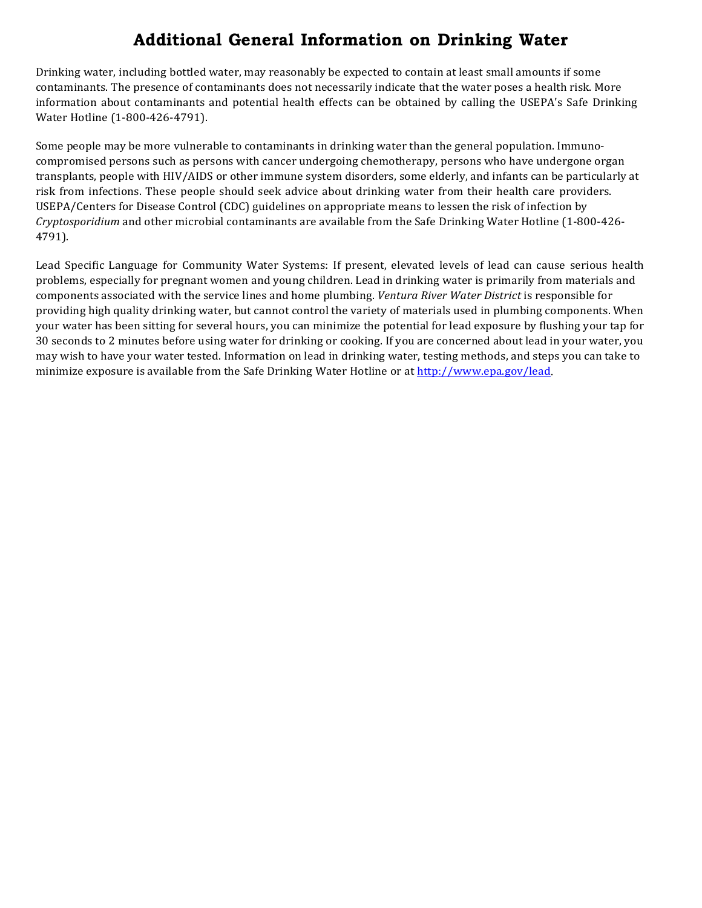# Additional General Information on Drinking Water

Drinking water, including bottled water, may reasonably be expected to contain at least small amounts if some contaminants. The presence of contaminants does not necessarily indicate that the water poses a health risk. More information about contaminants and potential health effects can be obtained by calling the USEPA's Safe Drinking Water Hotline (1-800-426-4791).

Some people may be more vulnerable to contaminants in drinking water than the general population. Immuno-compromised persons such as persons with cancer undergoing chemotherapy, persons who have undergone organ transplants, people with HIV/AIDS or other immune system disorders, some elderly, and infants can be particularly at risk from infections. These people should seek advice about drinking water from their health care providers. USEPA/Centers for Disease Control (CDC) guidelines on appropriate means to lessen the risk of infection by *Cryptosporidium* and other microbial contaminants are available from the Safe Drinking Water Hotline (1-800-426-4791).

Lead Specific Language for Community Water Systems: If present, elevated levels of lead can cause serious health problems, especially for pregnant women and young children. Lead in drinking water is primarily from materials and components associated with the service lines and home plumbing. *Ventura River Water District* is responsible for providing high quality drinking water, but cannot control the variety of materials used in plumbing components. When your water has been sitting for several hours, you can minimize the potential for lead exposure by flushing your tap for 30 seconds to 2 minutes before using water for drinking or cooking. If you are concerned about lead in your water, you may wish to have your water tested. Information on lead in drinking water, testing methods, and steps you can take to minimize exposure is available from the Safe Drinking Water Hotline or at http://www.epa.gov/lead.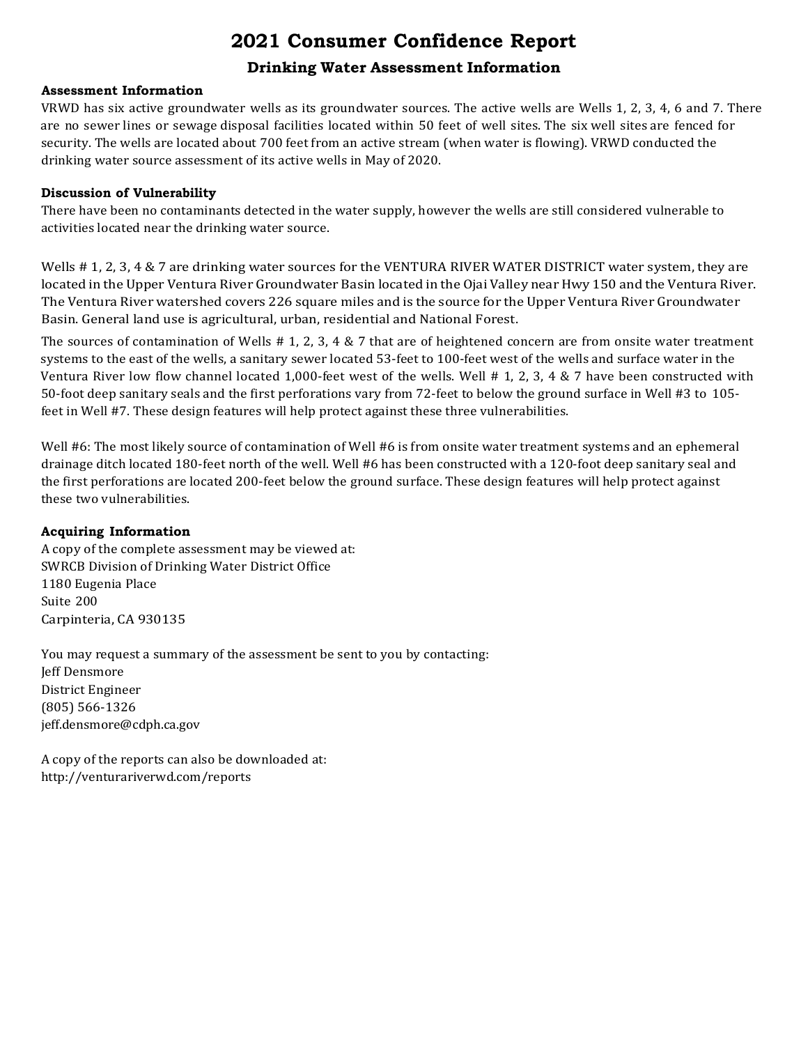# 2021 Consumer Confidence Report

## Drinking Water Assessment Information

**Assessment Information**

VRWD has six active groundwater wells as its groundwater sources. The active wells are Wells 1, 2, 3, 4, 6 and 7. There are no sewer lines or sewage disposal facilities located within 50 feet of well sites. The six well sites are fenced for security. The wells are located about 700 feet from an active stream (when water is flowing). VRWD conducted the drinking water source assessment of its active wells in May of 2020.

**Discussion of Vulnerability**

There have been no contaminants detected in the water supply, however the wells are still considered vulnerable to activities located near the drinking water source.

Wells # 1, 2, 3, 4 & 7 are drinking water sources for the VENTURA RIVER WATER DISTRICT water system, they are located in the Upper Ventura River Groundwater Basin located in the Ojai Valley near Hwy 150 and the Ventura River. The Ventura River watershed covers 226 square miles and is the source for the Upper Ventura River Groundwater Basin. General land use is agricultural, urban, residential and National Forest.

The sources of contamination of Wells # 1, 2, 3, 4 & 7 that are of heightened concern are from onsite water treatment systems to the east of the wells, a sanitary sewer located 53-feet to 100-feet west of the wells and surface water in the Ventura River low flow channel located 1,000-feet west of the wells. Well # 1, 2, 3, 4 & 7 have been constructed with 50-foot deep sanitary seals and the first perforations vary from 72-feet to below the ground surface in Well #3 to 105-feet in Well #7. These design features will help protect against these three vulnerabilities.

Well #6: The most likely source of contamination of Well #6 is from onsite water treatment systems and an ephemeral drainage ditch located 180-feet north of the well. Well #6 has been constructed with a 120-foot deep sanitary seal and the first perforations are located 200-feet below the ground surface. These design features will help protect against these two vulnerabilities.

**Acquiring Information**

A copy of the complete assessment may be viewed at:
SWRCB Division of Drinking Water District Office
1180 Eugenia Place
Suite 200
Carpinteria, CA 930135

You may request a summary of the assessment be sent to you by contacting:
Jeff Densmore
District Engineer
(805) 566-1326
jeff.densmore@cdph.ca.gov

A copy of the reports can also be downloaded at:
http://venturariverwd.com/reports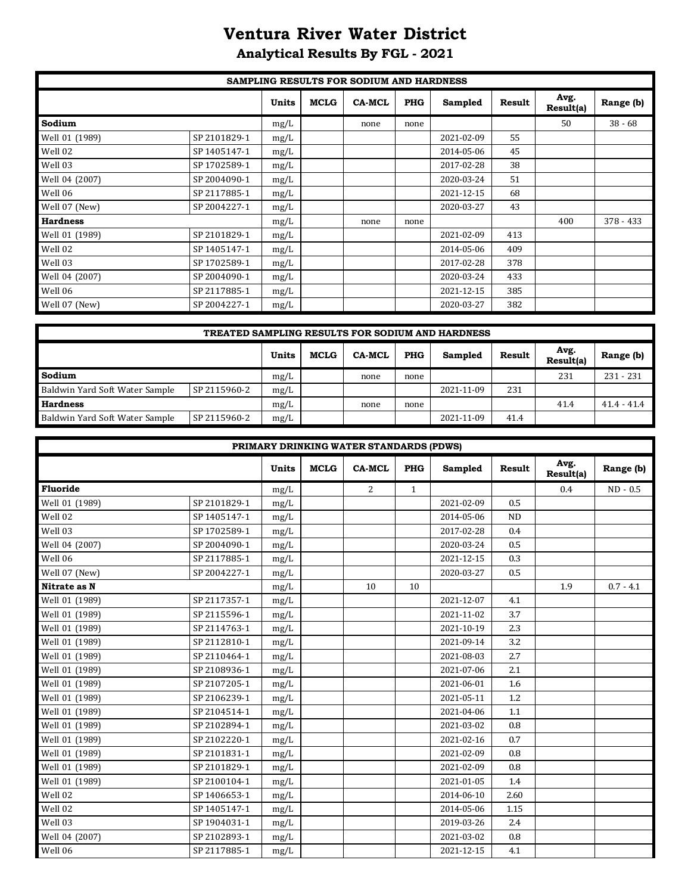# Ventura River Water District

## Analytical Results By FGL - 2021

| SAMPLING RESULTS FOR SODIUM AND HARDNESS | | | | | | | | | |
|---|---|---|---|---|---|---|---|---|---|
| | | Units | MCLG | CA-MCL | PHG | Sampled | Result | Avg. Result(a) | Range (b) |
| **Sodium** | | mg/L | | none | none | | | 50 | 38 - 68 |
| Well 01 (1989) | SP 2101829-1 | mg/L | | | | 2021-02-09 | 55 | | |
| Well 02 | SP 1405147-1 | mg/L | | | | 2014-05-06 | 45 | | |
| Well 03 | SP 1702589-1 | mg/L | | | | 2017-02-28 | 38 | | |
| Well 04 (2007) | SP 2004090-1 | mg/L | | | | 2020-03-24 | 51 | | |
| Well 06 | SP 2117885-1 | mg/L | | | | 2021-12-15 | 68 | | |
| Well 07 (New) | SP 2004227-1 | mg/L | | | | 2020-03-27 | 43 | | |
| **Hardness** | | mg/L | | none | none | | | 400 | 378 - 433 |
| Well 01 (1989) | SP 2101829-1 | mg/L | | | | 2021-02-09 | 413 | | |
| Well 02 | SP 1405147-1 | mg/L | | | | 2014-05-06 | 409 | | |
| Well 03 | SP 1702589-1 | mg/L | | | | 2017-02-28 | 378 | | |
| Well 04 (2007) | SP 2004090-1 | mg/L | | | | 2020-03-24 | 433 | | |
| Well 06 | SP 2117885-1 | mg/L | | | | 2021-12-15 | 385 | | |
| Well 07 (New) | SP 2004227-1 | mg/L | | | | 2020-03-27 | 382 | | |

| TREATED SAMPLING RESULTS FOR SODIUM AND HARDNESS | | | | | | | | | |
|---|---|---|---|---|---|---|---|---|---|
| | | Units | MCLG | CA-MCL | PHG | Sampled | Result | Avg. Result(a) | Range (b) |
| **Sodium** | | mg/L | | none | none | | | 231 | 231 - 231 |
| Baldwin Yard Soft Water Sample | SP 2115960-2 | mg/L | | | | 2021-11-09 | 231 | | |
| **Hardness** | | mg/L | | none | none | | | 41.4 | 41.4 - 41.4 |
| Baldwin Yard Soft Water Sample | SP 2115960-2 | mg/L | | | | 2021-11-09 | 41.4 | | |

| PRIMARY DRINKING WATER STANDARDS (PDWS) | | | | | | | | | |
|---|---|---|---|---|---|---|---|---|---|
| | | Units | MCLG | CA-MCL | PHG | Sampled | Result | Avg. Result(a) | Range (b) |
| **Fluoride** | | mg/L | | 2 | 1 | | | 0.4 | ND - 0.5 |
| Well 01 (1989) | SP 2101829-1 | mg/L | | | | 2021-02-09 | 0.5 | | |
| Well 02 | SP 1405147-1 | mg/L | | | | 2014-05-06 | ND | | |
| Well 03 | SP 1702589-1 | mg/L | | | | 2017-02-28 | 0.4 | | |
| Well 04 (2007) | SP 2004090-1 | mg/L | | | | 2020-03-24 | 0.5 | | |
| Well 06 | SP 2117885-1 | mg/L | | | | 2021-12-15 | 0.3 | | |
| Well 07 (New) | SP 2004227-1 | mg/L | | | | 2020-03-27 | 0.5 | | |
| **Nitrate as N** | | mg/L | | 10 | 10 | | | 1.9 | 0.7 - 4.1 |
| Well 01 (1989) | SP 2117357-1 | mg/L | | | | 2021-12-07 | 4.1 | | |
| Well 01 (1989) | SP 2115596-1 | mg/L | | | | 2021-11-02 | 3.7 | | |
| Well 01 (1989) | SP 2114763-1 | mg/L | | | | 2021-10-19 | 2.3 | | |
| Well 01 (1989) | SP 2112810-1 | mg/L | | | | 2021-09-14 | 3.2 | | |
| Well 01 (1989) | SP 2110464-1 | mg/L | | | | 2021-08-03 | 2.7 | | |
| Well 01 (1989) | SP 2108936-1 | mg/L | | | | 2021-07-06 | 2.1 | | |
| Well 01 (1989) | SP 2107205-1 | mg/L | | | | 2021-06-01 | 1.6 | | |
| Well 01 (1989) | SP 2106239-1 | mg/L | | | | 2021-05-11 | 1.2 | | |
| Well 01 (1989) | SP 2104514-1 | mg/L | | | | 2021-04-06 | 1.1 | | |
| Well 01 (1989) | SP 2102894-1 | mg/L | | | | 2021-03-02 | 0.8 | | |
| Well 01 (1989) | SP 2102220-1 | mg/L | | | | 2021-02-16 | 0.7 | | |
| Well 01 (1989) | SP 2101831-1 | mg/L | | | | 2021-02-09 | 0.8 | | |
| Well 01 (1989) | SP 2101829-1 | mg/L | | | | 2021-02-09 | 0.8 | | |
| Well 01 (1989) | SP 2100104-1 | mg/L | | | | 2021-01-05 | 1.4 | | |
| Well 02 | SP 1406653-1 | mg/L | | | | 2014-06-10 | 2.60 | | |
| Well 02 | SP 1405147-1 | mg/L | | | | 2014-05-06 | 1.15 | | |
| Well 03 | SP 1904031-1 | mg/L | | | | 2019-03-26 | 2.4 | | |
| Well 04 (2007) | SP 2102893-1 | mg/L | | | | 2021-03-02 | 0.8 | | |
| Well 06 | SP 2117885-1 | mg/L | | | | 2021-12-15 | 4.1 | | |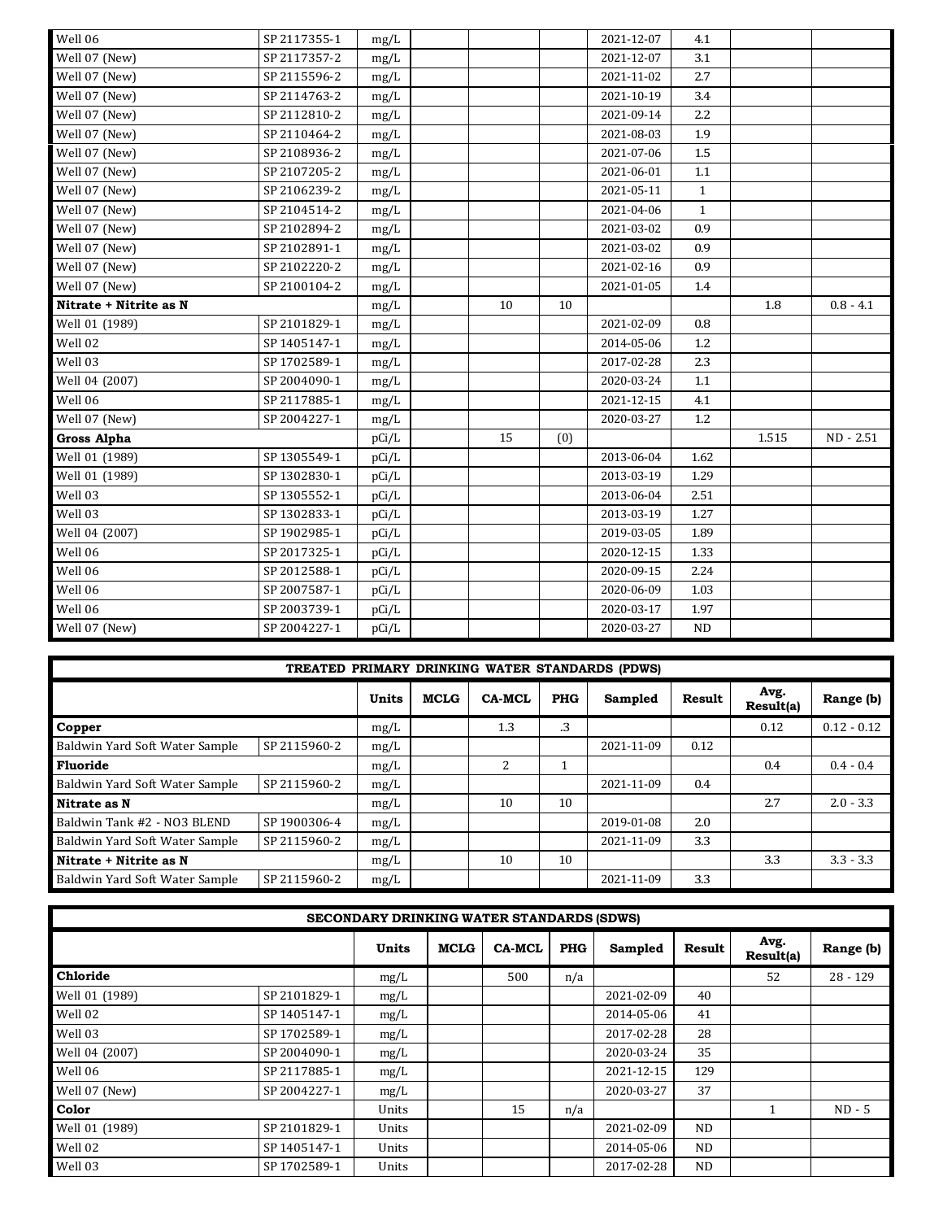| | | | | | | | | | |
|---|---|---|---|---|---|---|---|---|---|
| Well 06 | SP 2117355-1 | mg/L | | | | 2021-12-07 | 4.1 | | |
| Well 07 (New) | SP 2117357-2 | mg/L | | | | 2021-12-07 | 3.1 | | |
| Well 07 (New) | SP 2115596-2 | mg/L | | | | 2021-11-02 | 2.7 | | |
| Well 07 (New) | SP 2114763-2 | mg/L | | | | 2021-10-19 | 3.4 | | |
| Well 07 (New) | SP 2112810-2 | mg/L | | | | 2021-09-14 | 2.2 | | |
| Well 07 (New) | SP 2110464-2 | mg/L | | | | 2021-08-03 | 1.9 | | |
| Well 07 (New) | SP 2108936-2 | mg/L | | | | 2021-07-06 | 1.5 | | |
| Well 07 (New) | SP 2107205-2 | mg/L | | | | 2021-06-01 | 1.1 | | |
| Well 07 (New) | SP 2106239-2 | mg/L | | | | 2021-05-11 | 1 | | |
| Well 07 (New) | SP 2104514-2 | mg/L | | | | 2021-04-06 | 1 | | |
| Well 07 (New) | SP 2102894-2 | mg/L | | | | 2021-03-02 | 0.9 | | |
| Well 07 (New) | SP 2102891-1 | mg/L | | | | 2021-03-02 | 0.9 | | |
| Well 07 (New) | SP 2102220-2 | mg/L | | | | 2021-02-16 | 0.9 | | |
| Well 07 (New) | SP 2100104-2 | mg/L | | | | 2021-01-05 | 1.4 | | |
| **Nitrate + Nitrite as N** | | mg/L | | 10 | 10 | | | 1.8 | 0.8 - 4.1 |
| Well 01 (1989) | SP 2101829-1 | mg/L | | | | 2021-02-09 | 0.8 | | |
| Well 02 | SP 1405147-1 | mg/L | | | | 2014-05-06 | 1.2 | | |
| Well 03 | SP 1702589-1 | mg/L | | | | 2017-02-28 | 2.3 | | |
| Well 04 (2007) | SP 2004090-1 | mg/L | | | | 2020-03-24 | 1.1 | | |
| Well 06 | SP 2117885-1 | mg/L | | | | 2021-12-15 | 4.1 | | |
| Well 07 (New) | SP 2004227-1 | mg/L | | | | 2020-03-27 | 1.2 | | |
| **Gross Alpha** | | pCi/L | | 15 | (0) | | | 1.515 | ND - 2.51 |
| Well 01 (1989) | SP 1305549-1 | pCi/L | | | | 2013-06-04 | 1.62 | | |
| Well 01 (1989) | SP 1302830-1 | pCi/L | | | | 2013-03-19 | 1.29 | | |
| Well 03 | SP 1305552-1 | pCi/L | | | | 2013-06-04 | 2.51 | | |
| Well 03 | SP 1302833-1 | pCi/L | | | | 2013-03-19 | 1.27 | | |
| Well 04 (2007) | SP 1902985-1 | pCi/L | | | | 2019-03-05 | 1.89 | | |
| Well 06 | SP 2017325-1 | pCi/L | | | | 2020-12-15 | 1.33 | | |
| Well 06 | SP 2012588-1 | pCi/L | | | | 2020-09-15 | 2.24 | | |
| Well 06 | SP 2007587-1 | pCi/L | | | | 2020-06-09 | 1.03 | | |
| Well 06 | SP 2003739-1 | pCi/L | | | | 2020-03-17 | 1.97 | | |
| Well 07 (New) | SP 2004227-1 | pCi/L | | | | 2020-03-27 | ND | | |

**TREATED PRIMARY DRINKING WATER STANDARDS (PDWS)**

| | | Units | MCLG | CA-MCL | PHG | Sampled | Result | Avg. Result(a) | Range (b) |
|---|---|---|---|---|---|---|---|---|---|
| **Copper** | | mg/L | | 1.3 | .3 | | | 0.12 | 0.12 - 0.12 |
| Baldwin Yard Soft Water Sample | SP 2115960-2 | mg/L | | | | 2021-11-09 | 0.12 | | |
| **Fluoride** | | mg/L | | 2 | 1 | | | 0.4 | 0.4 - 0.4 |
| Baldwin Yard Soft Water Sample | SP 2115960-2 | mg/L | | | | 2021-11-09 | 0.4 | | |
| **Nitrate as N** | | mg/L | | 10 | 10 | | | 2.7 | 2.0 - 3.3 |
| Baldwin Tank #2 - NO3 BLEND | SP 1900306-4 | mg/L | | | | 2019-01-08 | 2.0 | | |
| Baldwin Yard Soft Water Sample | SP 2115960-2 | mg/L | | | | 2021-11-09 | 3.3 | | |
| **Nitrate + Nitrite as N** | | mg/L | | 10 | 10 | | | 3.3 | 3.3 - 3.3 |
| Baldwin Yard Soft Water Sample | SP 2115960-2 | mg/L | | | | 2021-11-09 | 3.3 | | |

**SECONDARY DRINKING WATER STANDARDS (SDWS)**

| | | Units | MCLG | CA-MCL | PHG | Sampled | Result | Avg. Result(a) | Range (b) |
|---|---|---|---|---|---|---|---|---|---|
| **Chloride** | | mg/L | | 500 | n/a | | | 52 | 28 - 129 |
| Well 01 (1989) | SP 2101829-1 | mg/L | | | | 2021-02-09 | 40 | | |
| Well 02 | SP 1405147-1 | mg/L | | | | 2014-05-06 | 41 | | |
| Well 03 | SP 1702589-1 | mg/L | | | | 2017-02-28 | 28 | | |
| Well 04 (2007) | SP 2004090-1 | mg/L | | | | 2020-03-24 | 35 | | |
| Well 06 | SP 2117885-1 | mg/L | | | | 2021-12-15 | 129 | | |
| Well 07 (New) | SP 2004227-1 | mg/L | | | | 2020-03-27 | 37 | | |
| **Color** | | Units | | 15 | n/a | | | 1 | ND - 5 |
| Well 01 (1989) | SP 2101829-1 | Units | | | | 2021-02-09 | ND | | |
| Well 02 | SP 1405147-1 | Units | | | | 2014-05-06 | ND | | |
| Well 03 | SP 1702589-1 | Units | | | | 2017-02-28 | ND | | |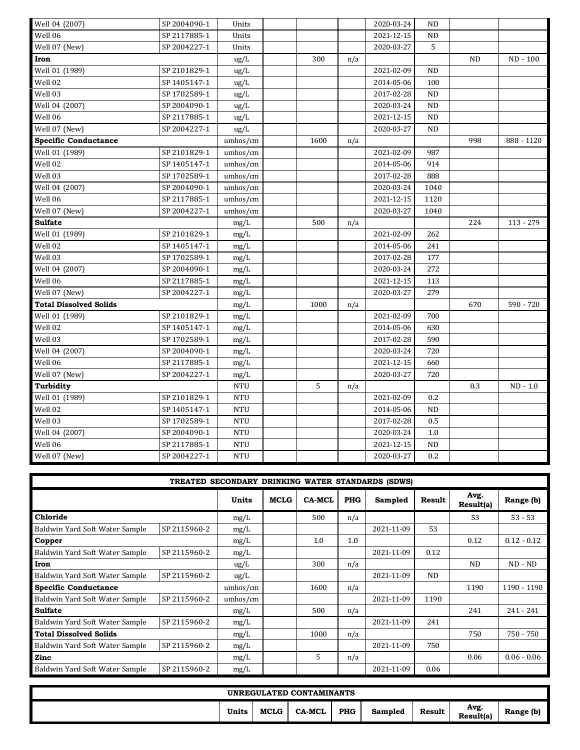| | | | | | | | | | |
|---|---|---|---|---|---|---|---|---|---|
| Well 04 (2007) | SP 2004090-1 | Units | | | | 2020-03-24 | ND | | |
| Well 06 | SP 2117885-1 | Units | | | | 2021-12-15 | ND | | |
| Well 07 (New) | SP 2004227-1 | Units | | | | 2020-03-27 | 5 | | |
| **Iron** | | ug/L | | 300 | n/a | | | ND | ND - 100 |
| Well 01 (1989) | SP 2101829-1 | ug/L | | | | 2021-02-09 | ND | | |
| Well 02 | SP 1405147-1 | ug/L | | | | 2014-05-06 | 100 | | |
| Well 03 | SP 1702589-1 | ug/L | | | | 2017-02-28 | ND | | |
| Well 04 (2007) | SP 2004090-1 | ug/L | | | | 2020-03-24 | ND | | |
| Well 06 | SP 2117885-1 | ug/L | | | | 2021-12-15 | ND | | |
| Well 07 (New) | SP 2004227-1 | ug/L | | | | 2020-03-27 | ND | | |
| **Specific Conductance** | | umhos/cm | | 1600 | n/a | | | 998 | 888 - 1120 |
| Well 01 (1989) | SP 2101829-1 | umhos/cm | | | | 2021-02-09 | 987 | | |
| Well 02 | SP 1405147-1 | umhos/cm | | | | 2014-05-06 | 914 | | |
| Well 03 | SP 1702589-1 | umhos/cm | | | | 2017-02-28 | 888 | | |
| Well 04 (2007) | SP 2004090-1 | umhos/cm | | | | 2020-03-24 | 1040 | | |
| Well 06 | SP 2117885-1 | umhos/cm | | | | 2021-12-15 | 1120 | | |
| Well 07 (New) | SP 2004227-1 | umhos/cm | | | | 2020-03-27 | 1040 | | |
| **Sulfate** | | mg/L | | 500 | n/a | | | 224 | 113 - 279 |
| Well 01 (1989) | SP 2101829-1 | mg/L | | | | 2021-02-09 | 262 | | |
| Well 02 | SP 1405147-1 | mg/L | | | | 2014-05-06 | 241 | | |
| Well 03 | SP 1702589-1 | mg/L | | | | 2017-02-28 | 177 | | |
| Well 04 (2007) | SP 2004090-1 | mg/L | | | | 2020-03-24 | 272 | | |
| Well 06 | SP 2117885-1 | mg/L | | | | 2021-12-15 | 113 | | |
| Well 07 (New) | SP 2004227-1 | mg/L | | | | 2020-03-27 | 279 | | |
| **Total Dissolved Solids** | | mg/L | | 1000 | n/a | | | 670 | 590 - 720 |
| Well 01 (1989) | SP 2101829-1 | mg/L | | | | 2021-02-09 | 700 | | |
| Well 02 | SP 1405147-1 | mg/L | | | | 2014-05-06 | 630 | | |
| Well 03 | SP 1702589-1 | mg/L | | | | 2017-02-28 | 590 | | |
| Well 04 (2007) | SP 2004090-1 | mg/L | | | | 2020-03-24 | 720 | | |
| Well 06 | SP 2117885-1 | mg/L | | | | 2021-12-15 | 660 | | |
| Well 07 (New) | SP 2004227-1 | mg/L | | | | 2020-03-27 | 720 | | |
| **Turbidity** | | NTU | | 5 | n/a | | | 0.3 | ND - 1.0 |
| Well 01 (1989) | SP 2101829-1 | NTU | | | | 2021-02-09 | 0.2 | | |
| Well 02 | SP 1405147-1 | NTU | | | | 2014-05-06 | ND | | |
| Well 03 | SP 1702589-1 | NTU | | | | 2017-02-28 | 0.5 | | |
| Well 04 (2007) | SP 2004090-1 | NTU | | | | 2020-03-24 | 1.0 | | |
| Well 06 | SP 2117885-1 | NTU | | | | 2021-12-15 | ND | | |
| Well 07 (New) | SP 2004227-1 | NTU | | | | 2020-03-27 | 0.2 | | |

**TREATED SECONDARY DRINKING WATER STANDARDS (SDWS)**

| | | Units | MCLG | CA-MCL | PHG | Sampled | Result | Avg. Result(a) | Range (b) |
|---|---|---|---|---|---|---|---|---|---|
| **Chloride** | | mg/L | | 500 | n/a | | | 53 | 53 - 53 |
| Baldwin Yard Soft Water Sample | SP 2115960-2 | mg/L | | | | 2021-11-09 | 53 | | |
| **Copper** | | mg/L | | 1.0 | 1.0 | | | 0.12 | 0.12 - 0.12 |
| Baldwin Yard Soft Water Sample | SP 2115960-2 | mg/L | | | | 2021-11-09 | 0.12 | | |
| **Iron** | | ug/L | | 300 | n/a | | | ND | ND - ND |
| Baldwin Yard Soft Water Sample | SP 2115960-2 | ug/L | | | | 2021-11-09 | ND | | |
| **Specific Conductance** | | umhos/cm | | 1600 | n/a | | | 1190 | 1190 - 1190 |
| Baldwin Yard Soft Water Sample | SP 2115960-2 | umhos/cm | | | | 2021-11-09 | 1190 | | |
| **Sulfate** | | mg/L | | 500 | n/a | | | 241 | 241 - 241 |
| Baldwin Yard Soft Water Sample | SP 2115960-2 | mg/L | | | | 2021-11-09 | 241 | | |
| **Total Dissolved Solids** | | mg/L | | 1000 | n/a | | | 750 | 750 - 750 |
| Baldwin Yard Soft Water Sample | SP 2115960-2 | mg/L | | | | 2021-11-09 | 750 | | |
| **Zinc** | | mg/L | | 5 | n/a | | | 0.06 | 0.06 - 0.06 |
| Baldwin Yard Soft Water Sample | SP 2115960-2 | mg/L | | | | 2021-11-09 | 0.06 | | |

**UNREGULATED CONTAMINANTS**

| | Units | MCLG | CA-MCL | PHG | Sampled | Result | Avg. Result(a) | Range (b) |
|---|---|---|---|---|---|---|---|---|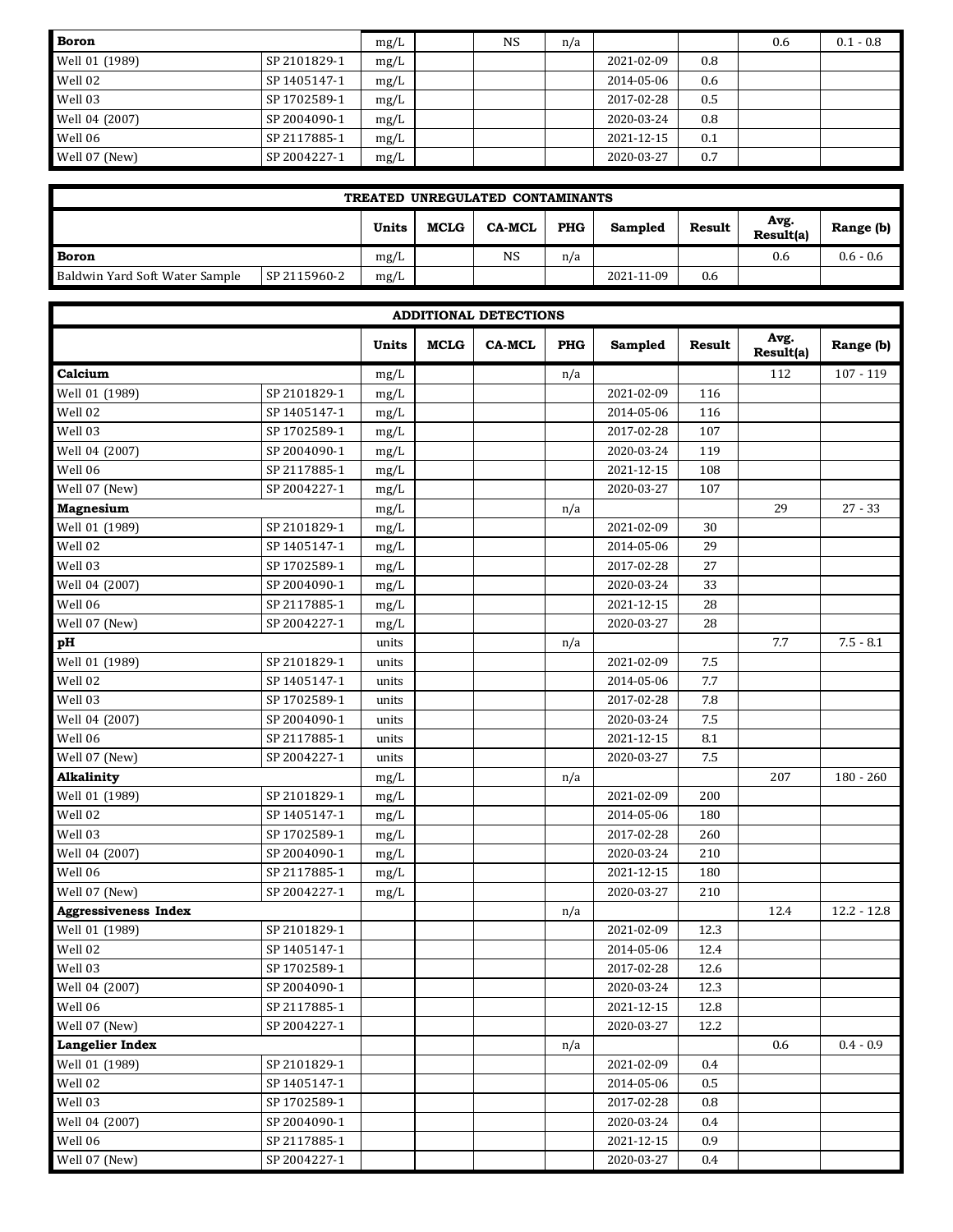| | | | | | | | | | |
|---|---|---|---|---|---|---|---|---|---|
| **Boron** | | mg/L | | NS | n/a | | | 0.6 | 0.1 - 0.8 |
| Well 01 (1989) | SP 2101829-1 | mg/L | | | | 2021-02-09 | 0.8 | | |
| Well 02 | SP 1405147-1 | mg/L | | | | 2014-05-06 | 0.6 | | |
| Well 03 | SP 1702589-1 | mg/L | | | | 2017-02-28 | 0.5 | | |
| Well 04 (2007) | SP 2004090-1 | mg/L | | | | 2020-03-24 | 0.8 | | |
| Well 06 | SP 2117885-1 | mg/L | | | | 2021-12-15 | 0.1 | | |
| Well 07 (New) | SP 2004227-1 | mg/L | | | | 2020-03-27 | 0.7 | | |

**TREATED UNREGULATED CONTAMINANTS**

| | | Units | MCLG | CA-MCL | PHG | Sampled | Result | Avg. Result(a) | Range (b) |
|---|---|---|---|---|---|---|---|---|---|
| **Boron** | | mg/L | | NS | n/a | | | 0.6 | 0.6 - 0.6 |
| Baldwin Yard Soft Water Sample | SP 2115960-2 | mg/L | | | | 2021-11-09 | 0.6 | | |

**ADDITIONAL DETECTIONS**

| | | Units | MCLG | CA-MCL | PHG | Sampled | Result | Avg. Result(a) | Range (b) |
|---|---|---|---|---|---|---|---|---|---|
| **Calcium** | | mg/L | | | n/a | | | 112 | 107 - 119 |
| Well 01 (1989) | SP 2101829-1 | mg/L | | | | 2021-02-09 | 116 | | |
| Well 02 | SP 1405147-1 | mg/L | | | | 2014-05-06 | 116 | | |
| Well 03 | SP 1702589-1 | mg/L | | | | 2017-02-28 | 107 | | |
| Well 04 (2007) | SP 2004090-1 | mg/L | | | | 2020-03-24 | 119 | | |
| Well 06 | SP 2117885-1 | mg/L | | | | 2021-12-15 | 108 | | |
| Well 07 (New) | SP 2004227-1 | mg/L | | | | 2020-03-27 | 107 | | |
| **Magnesium** | | mg/L | | | n/a | | | 29 | 27 - 33 |
| Well 01 (1989) | SP 2101829-1 | mg/L | | | | 2021-02-09 | 30 | | |
| Well 02 | SP 1405147-1 | mg/L | | | | 2014-05-06 | 29 | | |
| Well 03 | SP 1702589-1 | mg/L | | | | 2017-02-28 | 27 | | |
| Well 04 (2007) | SP 2004090-1 | mg/L | | | | 2020-03-24 | 33 | | |
| Well 06 | SP 2117885-1 | mg/L | | | | 2021-12-15 | 28 | | |
| Well 07 (New) | SP 2004227-1 | mg/L | | | | 2020-03-27 | 28 | | |
| **pH** | | units | | | n/a | | | 7.7 | 7.5 - 8.1 |
| Well 01 (1989) | SP 2101829-1 | units | | | | 2021-02-09 | 7.5 | | |
| Well 02 | SP 1405147-1 | units | | | | 2014-05-06 | 7.7 | | |
| Well 03 | SP 1702589-1 | units | | | | 2017-02-28 | 7.8 | | |
| Well 04 (2007) | SP 2004090-1 | units | | | | 2020-03-24 | 7.5 | | |
| Well 06 | SP 2117885-1 | units | | | | 2021-12-15 | 8.1 | | |
| Well 07 (New) | SP 2004227-1 | units | | | | 2020-03-27 | 7.5 | | |
| **Alkalinity** | | mg/L | | | n/a | | | 207 | 180 - 260 |
| Well 01 (1989) | SP 2101829-1 | mg/L | | | | 2021-02-09 | 200 | | |
| Well 02 | SP 1405147-1 | mg/L | | | | 2014-05-06 | 180 | | |
| Well 03 | SP 1702589-1 | mg/L | | | | 2017-02-28 | 260 | | |
| Well 04 (2007) | SP 2004090-1 | mg/L | | | | 2020-03-24 | 210 | | |
| Well 06 | SP 2117885-1 | mg/L | | | | 2021-12-15 | 180 | | |
| Well 07 (New) | SP 2004227-1 | mg/L | | | | 2020-03-27 | 210 | | |
| **Aggressiveness Index** | | | | | n/a | | | 12.4 | 12.2 - 12.8 |
| Well 01 (1989) | SP 2101829-1 | | | | | 2021-02-09 | 12.3 | | |
| Well 02 | SP 1405147-1 | | | | | 2014-05-06 | 12.4 | | |
| Well 03 | SP 1702589-1 | | | | | 2017-02-28 | 12.6 | | |
| Well 04 (2007) | SP 2004090-1 | | | | | 2020-03-24 | 12.3 | | |
| Well 06 | SP 2117885-1 | | | | | 2021-12-15 | 12.8 | | |
| Well 07 (New) | SP 2004227-1 | | | | | 2020-03-27 | 12.2 | | |
| **Langelier Index** | | | | | n/a | | | 0.6 | 0.4 - 0.9 |
| Well 01 (1989) | SP 2101829-1 | | | | | 2021-02-09 | 0.4 | | |
| Well 02 | SP 1405147-1 | | | | | 2014-05-06 | 0.5 | | |
| Well 03 | SP 1702589-1 | | | | | 2017-02-28 | 0.8 | | |
| Well 04 (2007) | SP 2004090-1 | | | | | 2020-03-24 | 0.4 | | |
| Well 06 | SP 2117885-1 | | | | | 2021-12-15 | 0.9 | | |
| Well 07 (New) | SP 2004227-1 | | | | | 2020-03-27 | 0.4 | | |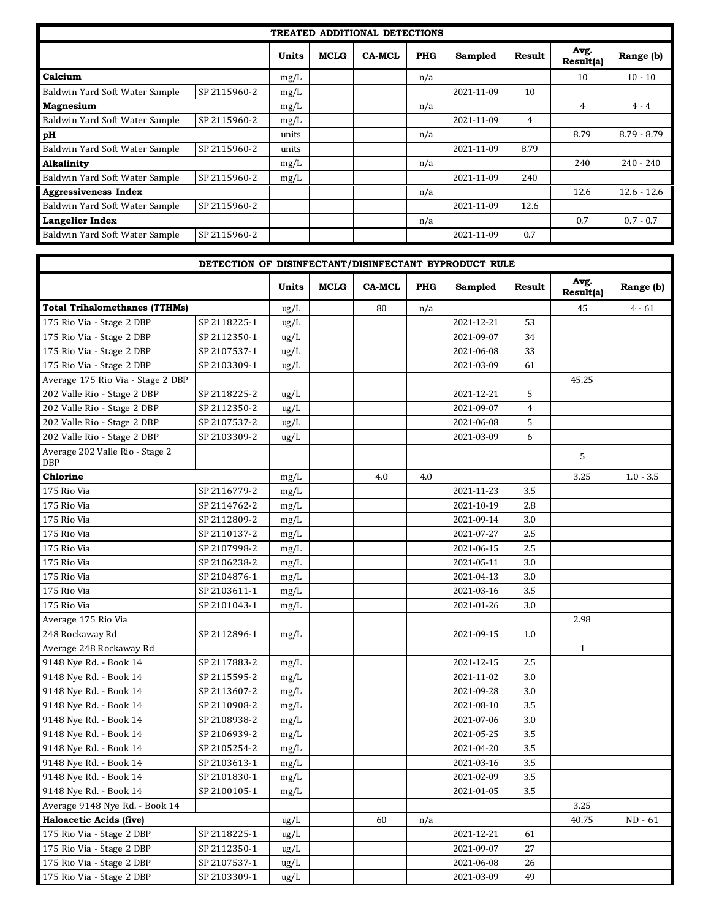| TREATED ADDITIONAL DETECTIONS | | | | | | | | | | |
|---|---|---|---|---|---|---|---|---|---|---|
| | | Units | MCLG | CA-MCL | PHG | Sampled | Result | Avg. Result(a) | Range (b) |
| **Calcium** | | mg/L | | | n/a | | | 10 | 10 - 10 |
| Baldwin Yard Soft Water Sample | SP 2115960-2 | mg/L | | | | 2021-11-09 | 10 | | |
| **Magnesium** | | mg/L | | | n/a | | | 4 | 4 - 4 |
| Baldwin Yard Soft Water Sample | SP 2115960-2 | mg/L | | | | 2021-11-09 | 4 | | |
| **pH** | | units | | | n/a | | | 8.79 | 8.79 - 8.79 |
| Baldwin Yard Soft Water Sample | SP 2115960-2 | units | | | | 2021-11-09 | 8.79 | | |
| **Alkalinity** | | mg/L | | | n/a | | | 240 | 240 - 240 |
| Baldwin Yard Soft Water Sample | SP 2115960-2 | mg/L | | | | 2021-11-09 | 240 | | |
| **Aggressiveness Index** | | | | | n/a | | | 12.6 | 12.6 - 12.6 |
| Baldwin Yard Soft Water Sample | SP 2115960-2 | | | | | 2021-11-09 | 12.6 | | |
| **Langelier Index** | | | | | n/a | | | 0.7 | 0.7 - 0.7 |
| Baldwin Yard Soft Water Sample | SP 2115960-2 | | | | | 2021-11-09 | 0.7 | | |

| DETECTION OF DISINFECTANT/DISINFECTANT BYPRODUCT RULE | | | | | | | | | |
|---|---|---|---|---|---|---|---|---|---|
| | | Units | MCLG | CA-MCL | PHG | Sampled | Result | Avg. Result(a) | Range (b) |
| **Total Trihalomethanes (TTHMs)** | | ug/L | | 80 | n/a | | | 45 | 4 - 61 |
| 175 Rio Via - Stage 2 DBP | SP 2118225-1 | ug/L | | | | 2021-12-21 | 53 | | |
| 175 Rio Via - Stage 2 DBP | SP 2112350-1 | ug/L | | | | 2021-09-07 | 34 | | |
| 175 Rio Via - Stage 2 DBP | SP 2107537-1 | ug/L | | | | 2021-06-08 | 33 | | |
| 175 Rio Via - Stage 2 DBP | SP 2103309-1 | ug/L | | | | 2021-03-09 | 61 | | |
| Average 175 Rio Via - Stage 2 DBP | | | | | | | | 45.25 | |
| 202 Valle Rio - Stage 2 DBP | SP 2118225-2 | ug/L | | | | 2021-12-21 | 5 | | |
| 202 Valle Rio - Stage 2 DBP | SP 2112350-2 | ug/L | | | | 2021-09-07 | 4 | | |
| 202 Valle Rio - Stage 2 DBP | SP 2107537-2 | ug/L | | | | 2021-06-08 | 5 | | |
| 202 Valle Rio - Stage 2 DBP | SP 2103309-2 | ug/L | | | | 2021-03-09 | 6 | | |
| Average 202 Valle Rio - Stage 2 DBP | | | | | | | | 5 | |
| **Chlorine** | | mg/L | | 4.0 | 4.0 | | | 3.25 | 1.0 - 3.5 |
| 175 Rio Via | SP 2116779-2 | mg/L | | | | 2021-11-23 | 3.5 | | |
| 175 Rio Via | SP 2114762-2 | mg/L | | | | 2021-10-19 | 2.8 | | |
| 175 Rio Via | SP 2112809-2 | mg/L | | | | 2021-09-14 | 3.0 | | |
| 175 Rio Via | SP 2110137-2 | mg/L | | | | 2021-07-27 | 2.5 | | |
| 175 Rio Via | SP 2107998-2 | mg/L | | | | 2021-06-15 | 2.5 | | |
| 175 Rio Via | SP 2106238-2 | mg/L | | | | 2021-05-11 | 3.0 | | |
| 175 Rio Via | SP 2104876-1 | mg/L | | | | 2021-04-13 | 3.0 | | |
| 175 Rio Via | SP 2103611-1 | mg/L | | | | 2021-03-16 | 3.5 | | |
| 175 Rio Via | SP 2101043-1 | mg/L | | | | 2021-01-26 | 3.0 | | |
| Average 175 Rio Via | | | | | | | | 2.98 | |
| 248 Rockaway Rd | SP 2112896-1 | mg/L | | | | 2021-09-15 | 1.0 | | |
| Average 248 Rockaway Rd | | | | | | | | 1 | |
| 9148 Nye Rd. - Book 14 | SP 2117883-2 | mg/L | | | | 2021-12-15 | 2.5 | | |
| 9148 Nye Rd. - Book 14 | SP 2115595-2 | mg/L | | | | 2021-11-02 | 3.0 | | |
| 9148 Nye Rd. - Book 14 | SP 2113607-2 | mg/L | | | | 2021-09-28 | 3.0 | | |
| 9148 Nye Rd. - Book 14 | SP 2110908-2 | mg/L | | | | 2021-08-10 | 3.5 | | |
| 9148 Nye Rd. - Book 14 | SP 2108938-2 | mg/L | | | | 2021-07-06 | 3.0 | | |
| 9148 Nye Rd. - Book 14 | SP 2106939-2 | mg/L | | | | 2021-05-25 | 3.5 | | |
| 9148 Nye Rd. - Book 14 | SP 2105254-2 | mg/L | | | | 2021-04-20 | 3.5 | | |
| 9148 Nye Rd. - Book 14 | SP 2103613-1 | mg/L | | | | 2021-03-16 | 3.5 | | |
| 9148 Nye Rd. - Book 14 | SP 2101830-1 | mg/L | | | | 2021-02-09 | 3.5 | | |
| 9148 Nye Rd. - Book 14 | SP 2100105-1 | mg/L | | | | 2021-01-05 | 3.5 | | |
| Average 9148 Nye Rd. - Book 14 | | | | | | | | 3.25 | |
| **Haloacetic Acids (five)** | | ug/L | | 60 | n/a | | | 40.75 | ND - 61 |
| 175 Rio Via - Stage 2 DBP | SP 2118225-1 | ug/L | | | | 2021-12-21 | 61 | | |
| 175 Rio Via - Stage 2 DBP | SP 2112350-1 | ug/L | | | | 2021-09-07 | 27 | | |
| 175 Rio Via - Stage 2 DBP | SP 2107537-1 | ug/L | | | | 2021-06-08 | 26 | | |
| 175 Rio Via - Stage 2 DBP | SP 2103309-1 | ug/L | | | | 2021-03-09 | 49 | | |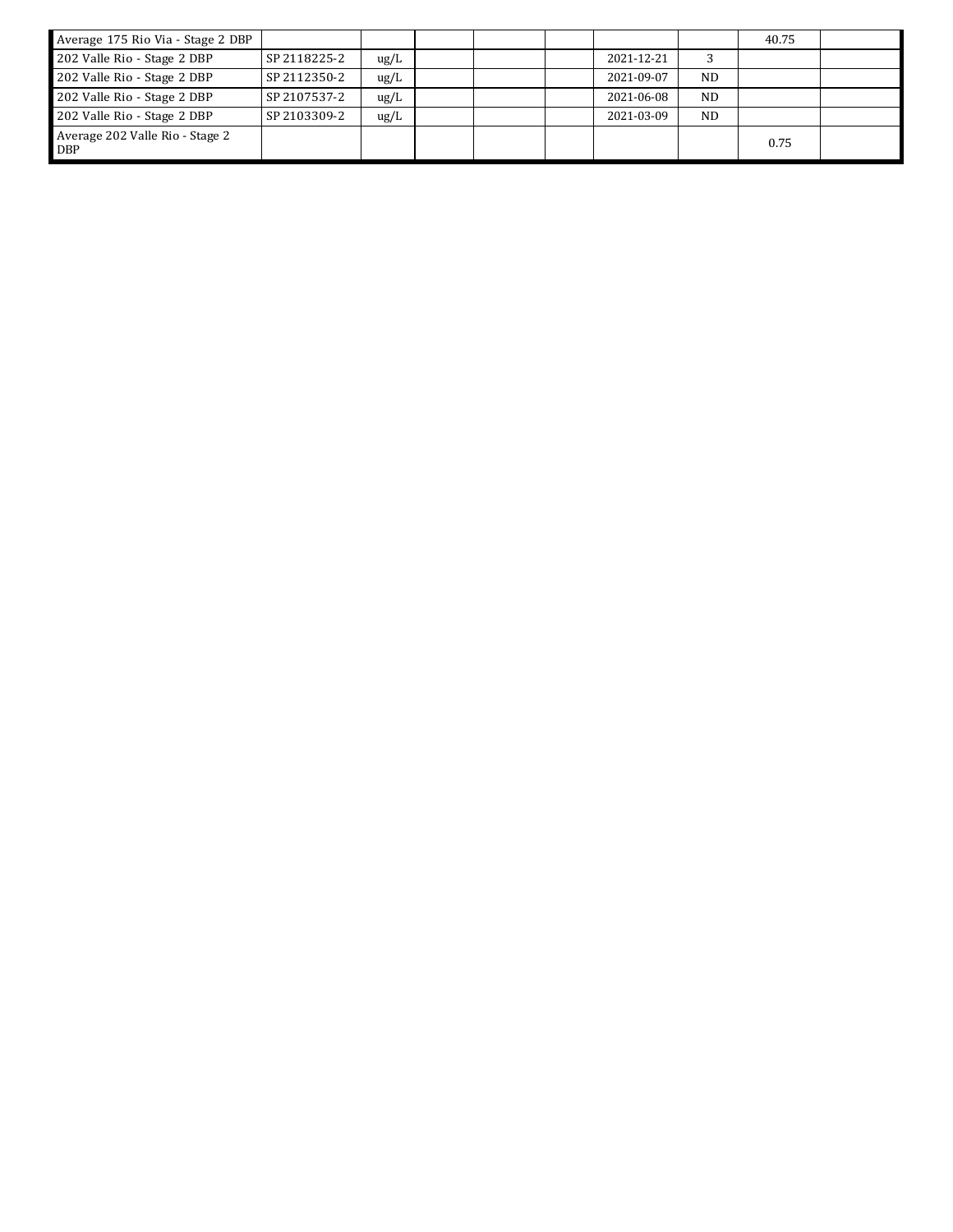| | | | | | | | | | |
|---|---|---|---|---|---|---|---|---|---|
| Average 175 Rio Via - Stage 2 DBP | | | | | | | | 40.75 | |
| 202 Valle Rio - Stage 2 DBP | SP 2118225-2 | ug/L | | | | 2021-12-21 | 3 | | |
| 202 Valle Rio - Stage 2 DBP | SP 2112350-2 | ug/L | | | | 2021-09-07 | ND | | |
| 202 Valle Rio - Stage 2 DBP | SP 2107537-2 | ug/L | | | | 2021-06-08 | ND | | |
| 202 Valle Rio - Stage 2 DBP | SP 2103309-2 | ug/L | | | | 2021-03-09 | ND | | |
| Average 202 Valle Rio - Stage 2 DBP | | | | | | | | 0.75 | |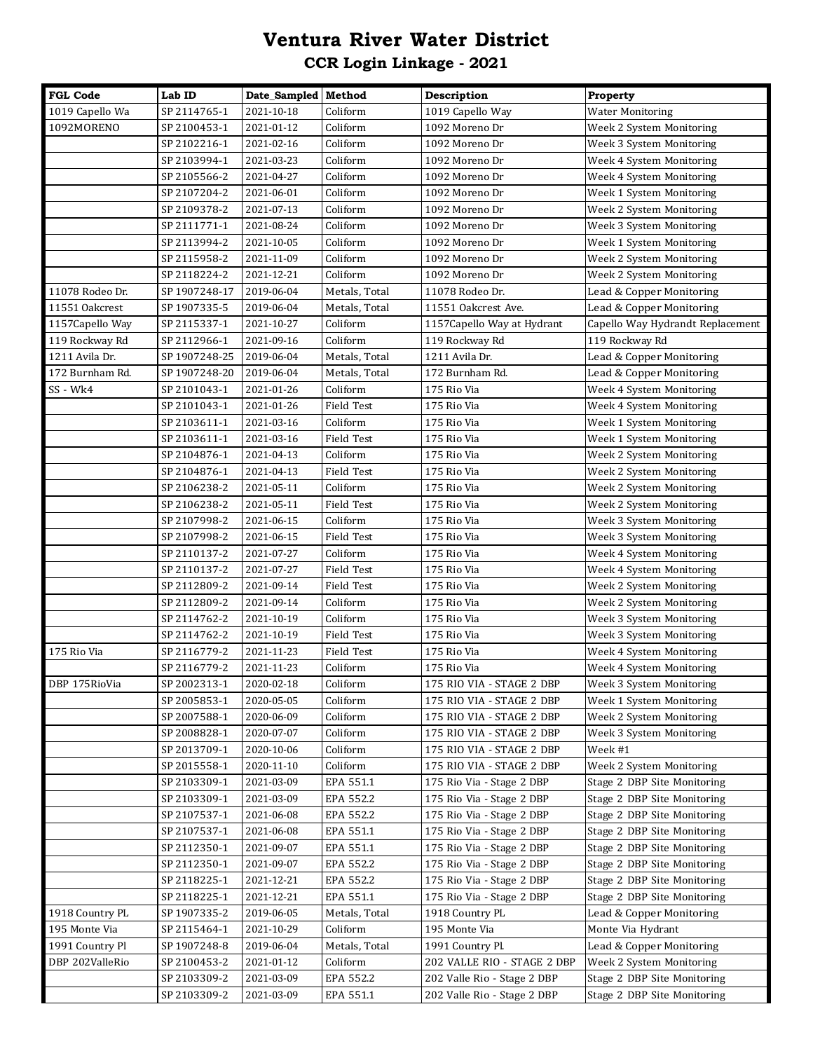# Ventura River Water District

## CCR Login Linkage - 2021

| FGL Code | Lab ID | Date_Sampled | Method | Description | Property |
|---|---|---|---|---|---|
| 1019 Capello Wa | SP 2114765-1 | 2021-10-18 | Coliform | 1019 Capello Way | Water Monitoring |
| 1092MORENO | SP 2100453-1 | 2021-01-12 | Coliform | 1092 Moreno Dr | Week 2 System Monitoring |
| | SP 2102216-1 | 2021-02-16 | Coliform | 1092 Moreno Dr | Week 3 System Monitoring |
| | SP 2103994-1 | 2021-03-23 | Coliform | 1092 Moreno Dr | Week 4 System Monitoring |
| | SP 2105566-2 | 2021-04-27 | Coliform | 1092 Moreno Dr | Week 4 System Monitoring |
| | SP 2107204-2 | 2021-06-01 | Coliform | 1092 Moreno Dr | Week 1 System Monitoring |
| | SP 2109378-2 | 2021-07-13 | Coliform | 1092 Moreno Dr | Week 2 System Monitoring |
| | SP 2111771-1 | 2021-08-24 | Coliform | 1092 Moreno Dr | Week 3 System Monitoring |
| | SP 2113994-2 | 2021-10-05 | Coliform | 1092 Moreno Dr | Week 1 System Monitoring |
| | SP 2115958-2 | 2021-11-09 | Coliform | 1092 Moreno Dr | Week 2 System Monitoring |
| | SP 2118224-2 | 2021-12-21 | Coliform | 1092 Moreno Dr | Week 2 System Monitoring |
| 11078 Rodeo Dr. | SP 1907248-17 | 2019-06-04 | Metals, Total | 11078 Rodeo Dr. | Lead & Copper Monitoring |
| 11551 Oakcrest | SP 1907335-5 | 2019-06-04 | Metals, Total | 11551 Oakcrest Ave. | Lead & Copper Monitoring |
| 1157Capello Way | SP 2115337-1 | 2021-10-27 | Coliform | 1157Capello Way at Hydrant | Capello Way Hydrandt Replacement |
| 119 Rockway Rd | SP 2112966-1 | 2021-09-16 | Coliform | 119 Rockway Rd | 119 Rockway Rd |
| 1211 Avila Dr. | SP 1907248-25 | 2019-06-04 | Metals, Total | 1211 Avila Dr. | Lead & Copper Monitoring |
| 172 Burnham Rd. | SP 1907248-20 | 2019-06-04 | Metals, Total | 172 Burnham Rd. | Lead & Copper Monitoring |
| SS - Wk4 | SP 2101043-1 | 2021-01-26 | Coliform | 175 Rio Via | Week 4 System Monitoring |
| | SP 2101043-1 | 2021-01-26 | Field Test | 175 Rio Via | Week 4 System Monitoring |
| | SP 2103611-1 | 2021-03-16 | Coliform | 175 Rio Via | Week 1 System Monitoring |
| | SP 2103611-1 | 2021-03-16 | Field Test | 175 Rio Via | Week 1 System Monitoring |
| | SP 2104876-1 | 2021-04-13 | Coliform | 175 Rio Via | Week 2 System Monitoring |
| | SP 2104876-1 | 2021-04-13 | Field Test | 175 Rio Via | Week 2 System Monitoring |
| | SP 2106238-2 | 2021-05-11 | Coliform | 175 Rio Via | Week 2 System Monitoring |
| | SP 2106238-2 | 2021-05-11 | Field Test | 175 Rio Via | Week 2 System Monitoring |
| | SP 2107998-2 | 2021-06-15 | Coliform | 175 Rio Via | Week 3 System Monitoring |
| | SP 2107998-2 | 2021-06-15 | Field Test | 175 Rio Via | Week 3 System Monitoring |
| | SP 2110137-2 | 2021-07-27 | Coliform | 175 Rio Via | Week 4 System Monitoring |
| | SP 2110137-2 | 2021-07-27 | Field Test | 175 Rio Via | Week 4 System Monitoring |
| | SP 2112809-2 | 2021-09-14 | Field Test | 175 Rio Via | Week 2 System Monitoring |
| | SP 2112809-2 | 2021-09-14 | Coliform | 175 Rio Via | Week 2 System Monitoring |
| | SP 2114762-2 | 2021-10-19 | Coliform | 175 Rio Via | Week 3 System Monitoring |
| | SP 2114762-2 | 2021-10-19 | Field Test | 175 Rio Via | Week 3 System Monitoring |
| 175 Rio Via | SP 2116779-2 | 2021-11-23 | Field Test | 175 Rio Via | Week 4 System Monitoring |
| | SP 2116779-2 | 2021-11-23 | Coliform | 175 Rio Via | Week 4 System Monitoring |
| DBP 175RioVia | SP 2002313-1 | 2020-02-18 | Coliform | 175 RIO VIA - STAGE 2 DBP | Week 3 System Monitoring |
| | SP 2005853-1 | 2020-05-05 | Coliform | 175 RIO VIA - STAGE 2 DBP | Week 1 System Monitoring |
| | SP 2007588-1 | 2020-06-09 | Coliform | 175 RIO VIA - STAGE 2 DBP | Week 2 System Monitoring |
| | SP 2008828-1 | 2020-07-07 | Coliform | 175 RIO VIA - STAGE 2 DBP | Week 3 System Monitoring |
| | SP 2013709-1 | 2020-10-06 | Coliform | 175 RIO VIA - STAGE 2 DBP | Week #1 |
| | SP 2015558-1 | 2020-11-10 | Coliform | 175 RIO VIA - STAGE 2 DBP | Week 2 System Monitoring |
| | SP 2103309-1 | 2021-03-09 | EPA 551.1 | 175 Rio Via - Stage 2 DBP | Stage 2 DBP Site Monitoring |
| | SP 2103309-1 | 2021-03-09 | EPA 552.2 | 175 Rio Via - Stage 2 DBP | Stage 2 DBP Site Monitoring |
| | SP 2107537-1 | 2021-06-08 | EPA 552.2 | 175 Rio Via - Stage 2 DBP | Stage 2 DBP Site Monitoring |
| | SP 2107537-1 | 2021-06-08 | EPA 551.1 | 175 Rio Via - Stage 2 DBP | Stage 2 DBP Site Monitoring |
| | SP 2112350-1 | 2021-09-07 | EPA 551.1 | 175 Rio Via - Stage 2 DBP | Stage 2 DBP Site Monitoring |
| | SP 2112350-1 | 2021-09-07 | EPA 552.2 | 175 Rio Via - Stage 2 DBP | Stage 2 DBP Site Monitoring |
| | SP 2118225-1 | 2021-12-21 | EPA 552.2 | 175 Rio Via - Stage 2 DBP | Stage 2 DBP Site Monitoring |
| | SP 2118225-1 | 2021-12-21 | EPA 551.1 | 175 Rio Via - Stage 2 DBP | Stage 2 DBP Site Monitoring |
| 1918 Country PL | SP 1907335-2 | 2019-06-05 | Metals, Total | 1918 Country PL | Lead & Copper Monitoring |
| 195 Monte Via | SP 2115464-1 | 2021-10-29 | Coliform | 195 Monte Via | Monte Via Hydrant |
| 1991 Country Pl | SP 1907248-8 | 2019-06-04 | Metals, Total | 1991 Country Pl. | Lead & Copper Monitoring |
| DBP 202ValleRio | SP 2100453-2 | 2021-01-12 | Coliform | 202 VALLE RIO - STAGE 2 DBP | Week 2 System Monitoring |
| | SP 2103309-2 | 2021-03-09 | EPA 552.2 | 202 Valle Rio - Stage 2 DBP | Stage 2 DBP Site Monitoring |
| | SP 2103309-2 | 2021-03-09 | EPA 551.1 | 202 Valle Rio - Stage 2 DBP | Stage 2 DBP Site Monitoring |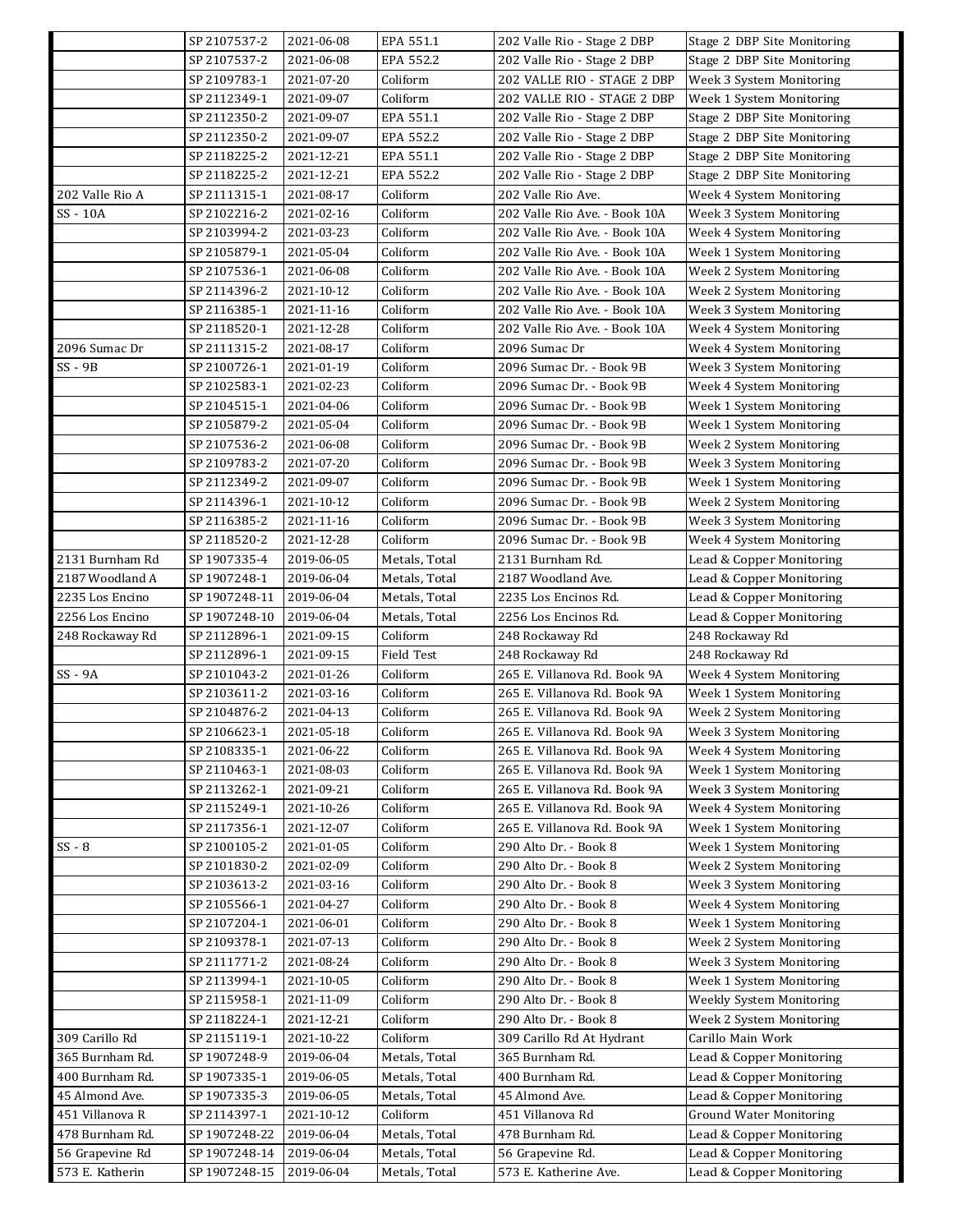| | | | | | |
|---|---|---|---|---|---|
| | SP 2107537-2 | 2021-06-08 | EPA 551.1 | 202 Valle Rio - Stage 2 DBP | Stage 2 DBP Site Monitoring |
| | SP 2107537-2 | 2021-06-08 | EPA 552.2 | 202 Valle Rio - Stage 2 DBP | Stage 2 DBP Site Monitoring |
| | SP 2109783-1 | 2021-07-20 | Coliform | 202 VALLE RIO - STAGE 2 DBP | Week 3 System Monitoring |
| | SP 2112349-1 | 2021-09-07 | Coliform | 202 VALLE RIO - STAGE 2 DBP | Week 1 System Monitoring |
| | SP 2112350-2 | 2021-09-07 | EPA 551.1 | 202 Valle Rio - Stage 2 DBP | Stage 2 DBP Site Monitoring |
| | SP 2112350-2 | 2021-09-07 | EPA 552.2 | 202 Valle Rio - Stage 2 DBP | Stage 2 DBP Site Monitoring |
| | SP 2118225-2 | 2021-12-21 | EPA 551.1 | 202 Valle Rio - Stage 2 DBP | Stage 2 DBP Site Monitoring |
| | SP 2118225-2 | 2021-12-21 | EPA 552.2 | 202 Valle Rio - Stage 2 DBP | Stage 2 DBP Site Monitoring |
| 202 Valle Rio A | SP 2111315-1 | 2021-08-17 | Coliform | 202 Valle Rio Ave. | Week 4 System Monitoring |
| SS - 10A | SP 2102216-2 | 2021-02-16 | Coliform | 202 Valle Rio Ave. - Book 10A | Week 3 System Monitoring |
| | SP 2103994-2 | 2021-03-23 | Coliform | 202 Valle Rio Ave. - Book 10A | Week 4 System Monitoring |
| | SP 2105879-1 | 2021-05-04 | Coliform | 202 Valle Rio Ave. - Book 10A | Week 1 System Monitoring |
| | SP 2107536-1 | 2021-06-08 | Coliform | 202 Valle Rio Ave. - Book 10A | Week 2 System Monitoring |
| | SP 2114396-2 | 2021-10-12 | Coliform | 202 Valle Rio Ave. - Book 10A | Week 2 System Monitoring |
| | SP 2116385-1 | 2021-11-16 | Coliform | 202 Valle Rio Ave. - Book 10A | Week 3 System Monitoring |
| | SP 2118520-1 | 2021-12-28 | Coliform | 202 Valle Rio Ave. - Book 10A | Week 4 System Monitoring |
| 2096 Sumac Dr | SP 2111315-2 | 2021-08-17 | Coliform | 2096 Sumac Dr | Week 4 System Monitoring |
| SS - 9B | SP 2100726-1 | 2021-01-19 | Coliform | 2096 Sumac Dr. - Book 9B | Week 3 System Monitoring |
| | SP 2102583-1 | 2021-02-23 | Coliform | 2096 Sumac Dr. - Book 9B | Week 4 System Monitoring |
| | SP 2104515-1 | 2021-04-06 | Coliform | 2096 Sumac Dr. - Book 9B | Week 1 System Monitoring |
| | SP 2105879-2 | 2021-05-04 | Coliform | 2096 Sumac Dr. - Book 9B | Week 1 System Monitoring |
| | SP 2107536-2 | 2021-06-08 | Coliform | 2096 Sumac Dr. - Book 9B | Week 2 System Monitoring |
| | SP 2109783-2 | 2021-07-20 | Coliform | 2096 Sumac Dr. - Book 9B | Week 3 System Monitoring |
| | SP 2112349-2 | 2021-09-07 | Coliform | 2096 Sumac Dr. - Book 9B | Week 1 System Monitoring |
| | SP 2114396-1 | 2021-10-12 | Coliform | 2096 Sumac Dr. - Book 9B | Week 2 System Monitoring |
| | SP 2116385-2 | 2021-11-16 | Coliform | 2096 Sumac Dr. - Book 9B | Week 3 System Monitoring |
| | SP 2118520-2 | 2021-12-28 | Coliform | 2096 Sumac Dr. - Book 9B | Week 4 System Monitoring |
| 2131 Burnham Rd | SP 1907335-4 | 2019-06-05 | Metals, Total | 2131 Burnham Rd. | Lead & Copper Monitoring |
| 2187 Woodland A | SP 1907248-1 | 2019-06-04 | Metals, Total | 2187 Woodland Ave. | Lead & Copper Monitoring |
| 2235 Los Encino | SP 1907248-11 | 2019-06-04 | Metals, Total | 2235 Los Encinos Rd. | Lead & Copper Monitoring |
| 2256 Los Encino | SP 1907248-10 | 2019-06-04 | Metals, Total | 2256 Los Encinos Rd. | Lead & Copper Monitoring |
| 248 Rockaway Rd | SP 2112896-1 | 2021-09-15 | Coliform | 248 Rockaway Rd | 248 Rockaway Rd |
| | SP 2112896-1 | 2021-09-15 | Field Test | 248 Rockaway Rd | 248 Rockaway Rd |
| SS - 9A | SP 2101043-2 | 2021-01-26 | Coliform | 265 E. Villanova Rd. Book 9A | Week 4 System Monitoring |
| | SP 2103611-2 | 2021-03-16 | Coliform | 265 E. Villanova Rd. Book 9A | Week 1 System Monitoring |
| | SP 2104876-2 | 2021-04-13 | Coliform | 265 E. Villanova Rd. Book 9A | Week 2 System Monitoring |
| | SP 2106623-1 | 2021-05-18 | Coliform | 265 E. Villanova Rd. Book 9A | Week 3 System Monitoring |
| | SP 2108335-1 | 2021-06-22 | Coliform | 265 E. Villanova Rd. Book 9A | Week 4 System Monitoring |
| | SP 2110463-1 | 2021-08-03 | Coliform | 265 E. Villanova Rd. Book 9A | Week 1 System Monitoring |
| | SP 2113262-1 | 2021-09-21 | Coliform | 265 E. Villanova Rd. Book 9A | Week 3 System Monitoring |
| | SP 2115249-1 | 2021-10-26 | Coliform | 265 E. Villanova Rd. Book 9A | Week 4 System Monitoring |
| | SP 2117356-1 | 2021-12-07 | Coliform | 265 E. Villanova Rd. Book 9A | Week 1 System Monitoring |
| SS - 8 | SP 2100105-2 | 2021-01-05 | Coliform | 290 Alto Dr. - Book 8 | Week 1 System Monitoring |
| | SP 2101830-2 | 2021-02-09 | Coliform | 290 Alto Dr. - Book 8 | Week 2 System Monitoring |
| | SP 2103613-2 | 2021-03-16 | Coliform | 290 Alto Dr. - Book 8 | Week 3 System Monitoring |
| | SP 2105566-1 | 2021-04-27 | Coliform | 290 Alto Dr. - Book 8 | Week 4 System Monitoring |
| | SP 2107204-1 | 2021-06-01 | Coliform | 290 Alto Dr. - Book 8 | Week 1 System Monitoring |
| | SP 2109378-1 | 2021-07-13 | Coliform | 290 Alto Dr. - Book 8 | Week 2 System Monitoring |
| | SP 2111771-2 | 2021-08-24 | Coliform | 290 Alto Dr. - Book 8 | Week 3 System Monitoring |
| | SP 2113994-1 | 2021-10-05 | Coliform | 290 Alto Dr. - Book 8 | Week 1 System Monitoring |
| | SP 2115958-1 | 2021-11-09 | Coliform | 290 Alto Dr. - Book 8 | Weekly System Monitoring |
| | SP 2118224-1 | 2021-12-21 | Coliform | 290 Alto Dr. - Book 8 | Week 2 System Monitoring |
| 309 Carillo Rd | SP 2115119-1 | 2021-10-22 | Coliform | 309 Carillo Rd At Hydrant | Carillo Main Work |
| 365 Burnham Rd. | SP 1907248-9 | 2019-06-04 | Metals, Total | 365 Burnham Rd. | Lead & Copper Monitoring |
| 400 Burnham Rd. | SP 1907335-1 | 2019-06-05 | Metals, Total | 400 Burnham Rd. | Lead & Copper Monitoring |
| 45 Almond Ave. | SP 1907335-3 | 2019-06-05 | Metals, Total | 45 Almond Ave. | Lead & Copper Monitoring |
| 451 Villanova R | SP 2114397-1 | 2021-10-12 | Coliform | 451 Villanova Rd | Ground Water Monitoring |
| 478 Burnham Rd. | SP 1907248-22 | 2019-06-04 | Metals, Total | 478 Burnham Rd. | Lead & Copper Monitoring |
| 56 Grapevine Rd | SP 1907248-14 | 2019-06-04 | Metals, Total | 56 Grapevine Rd. | Lead & Copper Monitoring |
| 573 E. Katherin | SP 1907248-15 | 2019-06-04 | Metals, Total | 573 E. Katherine Ave. | Lead & Copper Monitoring |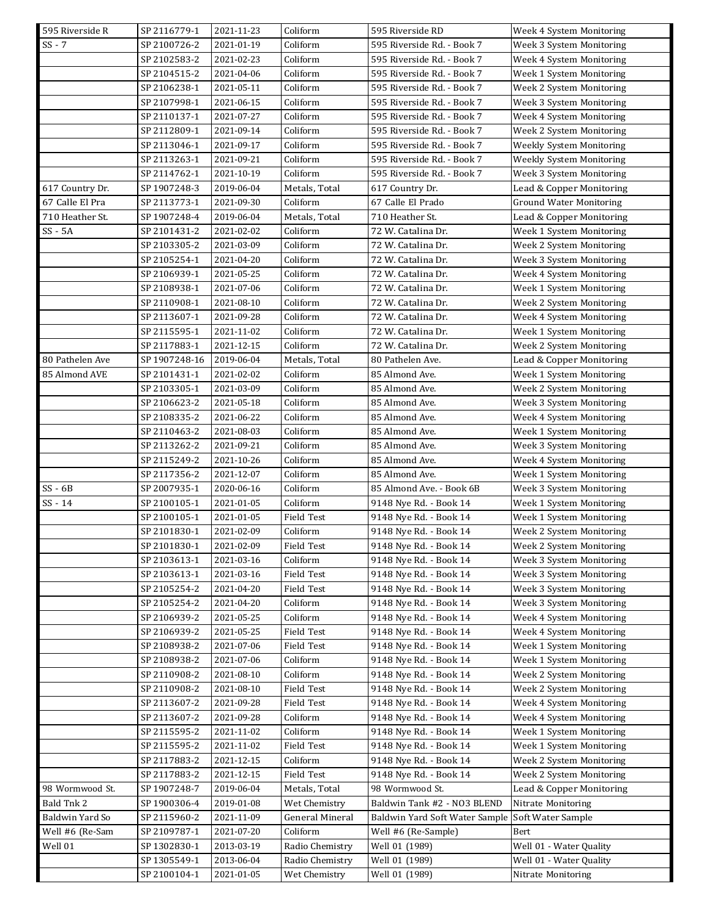| 595 Riverside R | SP 2116779-1 | 2021-11-23 | Coliform | 595 Riverside RD | Week 4 System Monitoring |
|---|---|---|---|---|---|
| SS - 7 | SP 2100726-2 | 2021-01-19 | Coliform | 595 Riverside Rd. - Book 7 | Week 3 System Monitoring |
| | SP 2102583-2 | 2021-02-23 | Coliform | 595 Riverside Rd. - Book 7 | Week 4 System Monitoring |
| | SP 2104515-2 | 2021-04-06 | Coliform | 595 Riverside Rd. - Book 7 | Week 1 System Monitoring |
| | SP 2106238-1 | 2021-05-11 | Coliform | 595 Riverside Rd. - Book 7 | Week 2 System Monitoring |
| | SP 2107998-1 | 2021-06-15 | Coliform | 595 Riverside Rd. - Book 7 | Week 3 System Monitoring |
| | SP 2110137-1 | 2021-07-27 | Coliform | 595 Riverside Rd. - Book 7 | Week 4 System Monitoring |
| | SP 2112809-1 | 2021-09-14 | Coliform | 595 Riverside Rd. - Book 7 | Week 2 System Monitoring |
| | SP 2113046-1 | 2021-09-17 | Coliform | 595 Riverside Rd. - Book 7 | Weekly System Monitoring |
| | SP 2113263-1 | 2021-09-21 | Coliform | 595 Riverside Rd. - Book 7 | Weekly System Monitoring |
| | SP 2114762-1 | 2021-10-19 | Coliform | 595 Riverside Rd. - Book 7 | Week 3 System Monitoring |
| 617 Country Dr. | SP 1907248-3 | 2019-06-04 | Metals, Total | 617 Country Dr. | Lead & Copper Monitoring |
| 67 Calle El Pra | SP 2113773-1 | 2021-09-30 | Coliform | 67 Calle El Prado | Ground Water Monitoring |
| 710 Heather St. | SP 1907248-4 | 2019-06-04 | Metals, Total | 710 Heather St. | Lead & Copper Monitoring |
| SS - 5A | SP 2101431-2 | 2021-02-02 | Coliform | 72 W. Catalina Dr. | Week 1 System Monitoring |
| | SP 2103305-2 | 2021-03-09 | Coliform | 72 W. Catalina Dr. | Week 2 System Monitoring |
| | SP 2105254-1 | 2021-04-20 | Coliform | 72 W. Catalina Dr. | Week 3 System Monitoring |
| | SP 2106939-1 | 2021-05-25 | Coliform | 72 W. Catalina Dr. | Week 4 System Monitoring |
| | SP 2108938-1 | 2021-07-06 | Coliform | 72 W. Catalina Dr. | Week 1 System Monitoring |
| | SP 2110908-1 | 2021-08-10 | Coliform | 72 W. Catalina Dr. | Week 2 System Monitoring |
| | SP 2113607-1 | 2021-09-28 | Coliform | 72 W. Catalina Dr. | Week 4 System Monitoring |
| | SP 2115595-1 | 2021-11-02 | Coliform | 72 W. Catalina Dr. | Week 1 System Monitoring |
| | SP 2117883-1 | 2021-12-15 | Coliform | 72 W. Catalina Dr. | Week 2 System Monitoring |
| 80 Pathelen Ave | SP 1907248-16 | 2019-06-04 | Metals, Total | 80 Pathelen Ave. | Lead & Copper Monitoring |
| 85 Almond AVE | SP 2101431-1 | 2021-02-02 | Coliform | 85 Almond Ave. | Week 1 System Monitoring |
| | SP 2103305-1 | 2021-03-09 | Coliform | 85 Almond Ave. | Week 2 System Monitoring |
| | SP 2106623-2 | 2021-05-18 | Coliform | 85 Almond Ave. | Week 3 System Monitoring |
| | SP 2108335-2 | 2021-06-22 | Coliform | 85 Almond Ave. | Week 4 System Monitoring |
| | SP 2110463-2 | 2021-08-03 | Coliform | 85 Almond Ave. | Week 1 System Monitoring |
| | SP 2113262-2 | 2021-09-21 | Coliform | 85 Almond Ave. | Week 3 System Monitoring |
| | SP 2115249-2 | 2021-10-26 | Coliform | 85 Almond Ave. | Week 4 System Monitoring |
| | SP 2117356-2 | 2021-12-07 | Coliform | 85 Almond Ave. | Week 1 System Monitoring |
| SS - 6B | SP 2007935-1 | 2020-06-16 | Coliform | 85 Almond Ave. - Book 6B | Week 3 System Monitoring |
| SS - 14 | SP 2100105-1 | 2021-01-05 | Coliform | 9148 Nye Rd. - Book 14 | Week 1 System Monitoring |
| | SP 2100105-1 | 2021-01-05 | Field Test | 9148 Nye Rd. - Book 14 | Week 1 System Monitoring |
| | SP 2101830-1 | 2021-02-09 | Coliform | 9148 Nye Rd. - Book 14 | Week 2 System Monitoring |
| | SP 2101830-1 | 2021-02-09 | Field Test | 9148 Nye Rd. - Book 14 | Week 2 System Monitoring |
| | SP 2103613-1 | 2021-03-16 | Coliform | 9148 Nye Rd. - Book 14 | Week 3 System Monitoring |
| | SP 2103613-1 | 2021-03-16 | Field Test | 9148 Nye Rd. - Book 14 | Week 3 System Monitoring |
| | SP 2105254-2 | 2021-04-20 | Field Test | 9148 Nye Rd. - Book 14 | Week 3 System Monitoring |
| | SP 2105254-2 | 2021-04-20 | Coliform | 9148 Nye Rd. - Book 14 | Week 3 System Monitoring |
| | SP 2106939-2 | 2021-05-25 | Coliform | 9148 Nye Rd. - Book 14 | Week 4 System Monitoring |
| | SP 2106939-2 | 2021-05-25 | Field Test | 9148 Nye Rd. - Book 14 | Week 4 System Monitoring |
| | SP 2108938-2 | 2021-07-06 | Field Test | 9148 Nye Rd. - Book 14 | Week 1 System Monitoring |
| | SP 2108938-2 | 2021-07-06 | Coliform | 9148 Nye Rd. - Book 14 | Week 1 System Monitoring |
| | SP 2110908-2 | 2021-08-10 | Coliform | 9148 Nye Rd. - Book 14 | Week 2 System Monitoring |
| | SP 2110908-2 | 2021-08-10 | Field Test | 9148 Nye Rd. - Book 14 | Week 2 System Monitoring |
| | SP 2113607-2 | 2021-09-28 | Field Test | 9148 Nye Rd. - Book 14 | Week 4 System Monitoring |
| | SP 2113607-2 | 2021-09-28 | Coliform | 9148 Nye Rd. - Book 14 | Week 4 System Monitoring |
| | SP 2115595-2 | 2021-11-02 | Coliform | 9148 Nye Rd. - Book 14 | Week 1 System Monitoring |
| | SP 2115595-2 | 2021-11-02 | Field Test | 9148 Nye Rd. - Book 14 | Week 1 System Monitoring |
| | SP 2117883-2 | 2021-12-15 | Coliform | 9148 Nye Rd. - Book 14 | Week 2 System Monitoring |
| | SP 2117883-2 | 2021-12-15 | Field Test | 9148 Nye Rd. - Book 14 | Week 2 System Monitoring |
| 98 Wormwood St. | SP 1907248-7 | 2019-06-04 | Metals, Total | 98 Wormwood St. | Lead & Copper Monitoring |
| Bald Tnk 2 | SP 1900306-4 | 2019-01-08 | Wet Chemistry | Baldwin Tank #2 - NO3 BLEND | Nitrate Monitoring |
| Baldwin Yard So | SP 2115960-2 | 2021-11-09 | General Mineral | Baldwin Yard Soft Water Sample | Soft Water Sample |
| Well #6 (Re-Sam | SP 2109787-1 | 2021-07-20 | Coliform | Well #6 (Re-Sample) | Bert |
| Well 01 | SP 1302830-1 | 2013-03-19 | Radio Chemistry | Well 01 (1989) | Well 01 - Water Quality |
| | SP 1305549-1 | 2013-06-04 | Radio Chemistry | Well 01 (1989) | Well 01 - Water Quality |
| | SP 2100104-1 | 2021-01-05 | Wet Chemistry | Well 01 (1989) | Nitrate Monitoring |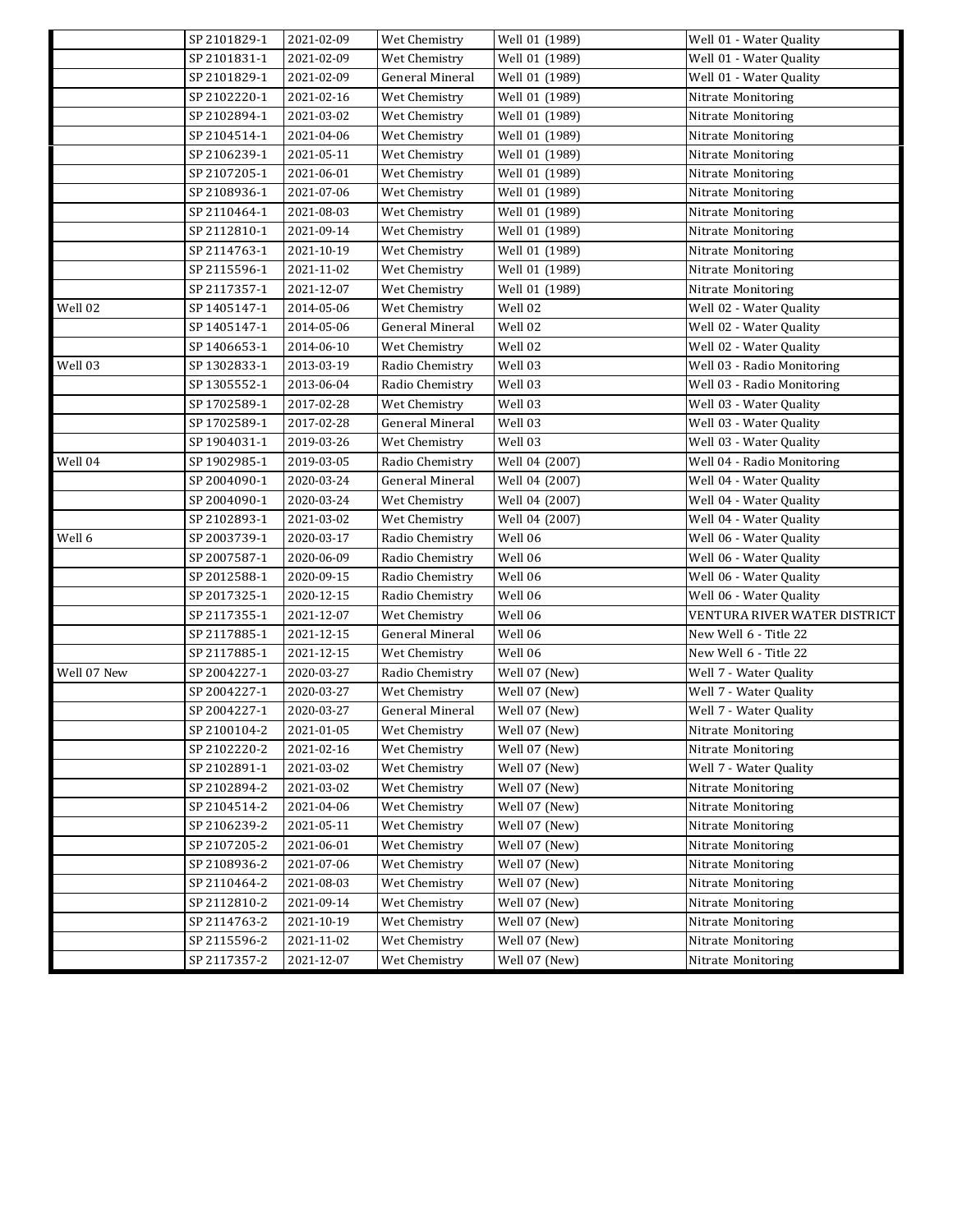| | | | | | |
|---|---|---|---|---|---|
| | SP 2101829-1 | 2021-02-09 | Wet Chemistry | Well 01 (1989) | Well 01 - Water Quality |
| | SP 2101831-1 | 2021-02-09 | Wet Chemistry | Well 01 (1989) | Well 01 - Water Quality |
| | SP 2101829-1 | 2021-02-09 | General Mineral | Well 01 (1989) | Well 01 - Water Quality |
| | SP 2102220-1 | 2021-02-16 | Wet Chemistry | Well 01 (1989) | Nitrate Monitoring |
| | SP 2102894-1 | 2021-03-02 | Wet Chemistry | Well 01 (1989) | Nitrate Monitoring |
| | SP 2104514-1 | 2021-04-06 | Wet Chemistry | Well 01 (1989) | Nitrate Monitoring |
| | SP 2106239-1 | 2021-05-11 | Wet Chemistry | Well 01 (1989) | Nitrate Monitoring |
| | SP 2107205-1 | 2021-06-01 | Wet Chemistry | Well 01 (1989) | Nitrate Monitoring |
| | SP 2108936-1 | 2021-07-06 | Wet Chemistry | Well 01 (1989) | Nitrate Monitoring |
| | SP 2110464-1 | 2021-08-03 | Wet Chemistry | Well 01 (1989) | Nitrate Monitoring |
| | SP 2112810-1 | 2021-09-14 | Wet Chemistry | Well 01 (1989) | Nitrate Monitoring |
| | SP 2114763-1 | 2021-10-19 | Wet Chemistry | Well 01 (1989) | Nitrate Monitoring |
| | SP 2115596-1 | 2021-11-02 | Wet Chemistry | Well 01 (1989) | Nitrate Monitoring |
| | SP 2117357-1 | 2021-12-07 | Wet Chemistry | Well 01 (1989) | Nitrate Monitoring |
| Well 02 | SP 1405147-1 | 2014-05-06 | Wet Chemistry | Well 02 | Well 02 - Water Quality |
| | SP 1405147-1 | 2014-05-06 | General Mineral | Well 02 | Well 02 - Water Quality |
| | SP 1406653-1 | 2014-06-10 | Wet Chemistry | Well 02 | Well 02 - Water Quality |
| Well 03 | SP 1302833-1 | 2013-03-19 | Radio Chemistry | Well 03 | Well 03 - Radio Monitoring |
| | SP 1305552-1 | 2013-06-04 | Radio Chemistry | Well 03 | Well 03 - Radio Monitoring |
| | SP 1702589-1 | 2017-02-28 | Wet Chemistry | Well 03 | Well 03 - Water Quality |
| | SP 1702589-1 | 2017-02-28 | General Mineral | Well 03 | Well 03 - Water Quality |
| | SP 1904031-1 | 2019-03-26 | Wet Chemistry | Well 03 | Well 03 - Water Quality |
| Well 04 | SP 1902985-1 | 2019-03-05 | Radio Chemistry | Well 04 (2007) | Well 04 - Radio Monitoring |
| | SP 2004090-1 | 2020-03-24 | General Mineral | Well 04 (2007) | Well 04 - Water Quality |
| | SP 2004090-1 | 2020-03-24 | Wet Chemistry | Well 04 (2007) | Well 04 - Water Quality |
| | SP 2102893-1 | 2021-03-02 | Wet Chemistry | Well 04 (2007) | Well 04 - Water Quality |
| Well 6 | SP 2003739-1 | 2020-03-17 | Radio Chemistry | Well 06 | Well 06 - Water Quality |
| | SP 2007587-1 | 2020-06-09 | Radio Chemistry | Well 06 | Well 06 - Water Quality |
| | SP 2012588-1 | 2020-09-15 | Radio Chemistry | Well 06 | Well 06 - Water Quality |
| | SP 2017325-1 | 2020-12-15 | Radio Chemistry | Well 06 | Well 06 - Water Quality |
| | SP 2117355-1 | 2021-12-07 | Wet Chemistry | Well 06 | VENTURA RIVER WATER DISTRICT |
| | SP 2117885-1 | 2021-12-15 | General Mineral | Well 06 | New Well 6 - Title 22 |
| | SP 2117885-1 | 2021-12-15 | Wet Chemistry | Well 06 | New Well 6 - Title 22 |
| Well 07 New | SP 2004227-1 | 2020-03-27 | Radio Chemistry | Well 07 (New) | Well 7 - Water Quality |
| | SP 2004227-1 | 2020-03-27 | Wet Chemistry | Well 07 (New) | Well 7 - Water Quality |
| | SP 2004227-1 | 2020-03-27 | General Mineral | Well 07 (New) | Well 7 - Water Quality |
| | SP 2100104-2 | 2021-01-05 | Wet Chemistry | Well 07 (New) | Nitrate Monitoring |
| | SP 2102220-2 | 2021-02-16 | Wet Chemistry | Well 07 (New) | Nitrate Monitoring |
| | SP 2102891-1 | 2021-03-02 | Wet Chemistry | Well 07 (New) | Well 7 - Water Quality |
| | SP 2102894-2 | 2021-03-02 | Wet Chemistry | Well 07 (New) | Nitrate Monitoring |
| | SP 2104514-2 | 2021-04-06 | Wet Chemistry | Well 07 (New) | Nitrate Monitoring |
| | SP 2106239-2 | 2021-05-11 | Wet Chemistry | Well 07 (New) | Nitrate Monitoring |
| | SP 2107205-2 | 2021-06-01 | Wet Chemistry | Well 07 (New) | Nitrate Monitoring |
| | SP 2108936-2 | 2021-07-06 | Wet Chemistry | Well 07 (New) | Nitrate Monitoring |
| | SP 2110464-2 | 2021-08-03 | Wet Chemistry | Well 07 (New) | Nitrate Monitoring |
| | SP 2112810-2 | 2021-09-14 | Wet Chemistry | Well 07 (New) | Nitrate Monitoring |
| | SP 2114763-2 | 2021-10-19 | Wet Chemistry | Well 07 (New) | Nitrate Monitoring |
| | SP 2115596-2 | 2021-11-02 | Wet Chemistry | Well 07 (New) | Nitrate Monitoring |
| | SP 2117357-2 | 2021-12-07 | Wet Chemistry | Well 07 (New) | Nitrate Monitoring |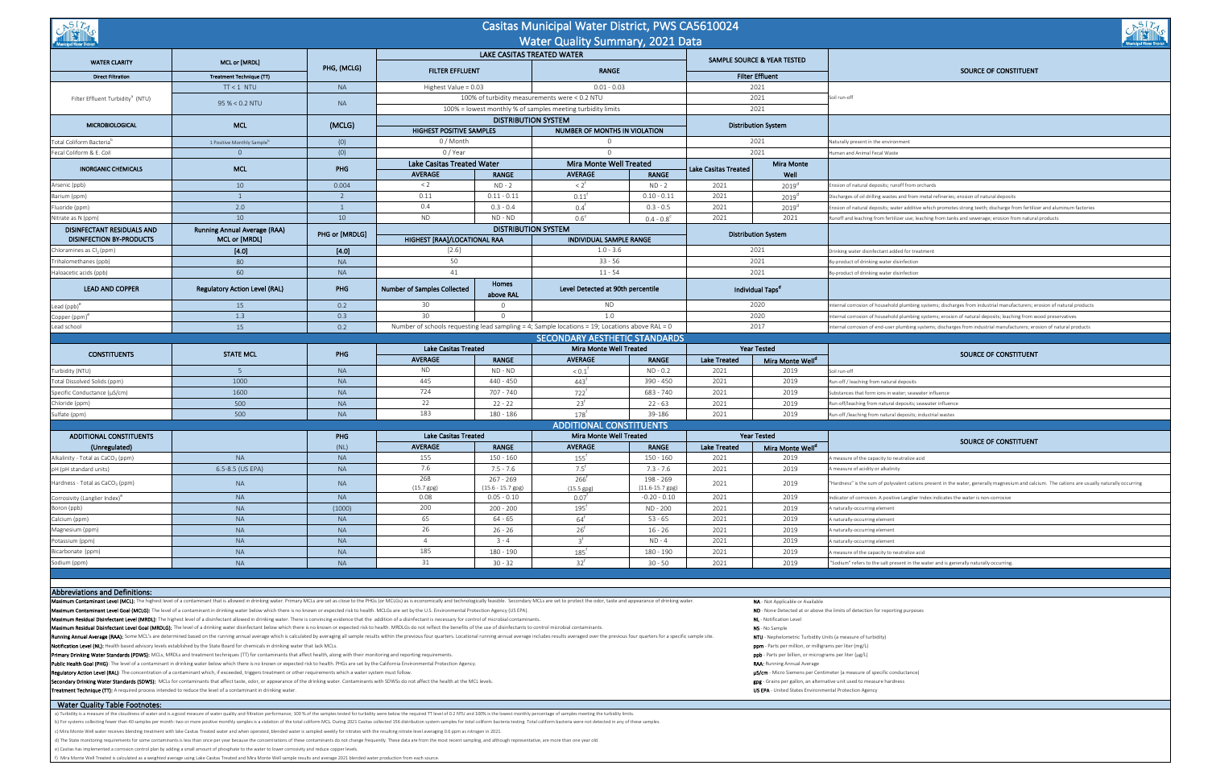# Casitas Municipal Water District, PWS CA5610024

## Water Quality Summary, 2021 Data

| WATER CLARITY | MCL or [MRDL] | PHG, (MCLG) | LAKE CASITAS TREATED WATER | | | | SAMPLE SOURCE & YEAR TESTED | | SOURCE OF CONSTITUENT |
|---|---|---|---|---|---|---|---|---|---|
| Direct Filtration | Treatment Technique (TT) | | FILTER EFFLUENT | | RANGE | | Filter Effluent | | |
| Filter Effluent Turbidity[a] (NTU) | TT < 1 NTU | NA | Highest Value = 0.03 | | 0.01 - 0.03 | | 2021 | | Soil run-off |
| | 95 % < 0.2 NTU | NA | 100% of turbidity measurements were < 0.2 NTU | | | | 2021 | | |
| | | | 100% = lowest monthly % of samples meeting turbidity limits | | | | 2021 | | |
| **MICROBIOLOGICAL** | **MCL** | **(MCLG)** | **DISTRIBUTION SYSTEM** | | | | **Distribution System** | | |
| | | | HIGHEST POSITIVE SAMPLES | | NUMBER OF MONTHS IN VIOLATION | | | | |
| Total Coliform Bacteria[b] | 1 Positive Monthly Sample[b] | (0) | 0 / Month | | 0 | | 2021 | | Naturally present in the environment |
| Fecal Coliform & E. *Coli* | 0 | (0) | 0 / Year | | 0 | | 2021 | | Human and Animal Fecal Waste |
| **INORGANIC CHEMICALS** | **MCL** | **PHG** | Lake Casitas Treated Water | | Mira Monte Well Treated | | Lake Casitas Treated | Mira Monte Well | |
| | | | AVERAGE | RANGE | AVERAGE | RANGE | | | |
| Arsenic (ppb) | 10 | 0.004 | < 2 | ND - 2 | < 2[f] | ND - 2 | 2021 | 2019[d] | Erosion of natural deposits; runoff from orchards |
| Barium (ppm) | 1 | 2 | 0.11 | 0.11 - 0.11 | 0.11[f] | 0.10 - 0.11 | 2021 | 2019[d] | Discharges of oil drilling wastes and from metal refineries; erosion of natural deposits |
| Fluoride (ppm) | 2.0 | 1 | 0.4 | 0.3 - 0.4 | 0.4[f] | 0.3 - 0.5 | 2021 | 2019[d] | Erosion of natural deposits; water additive which promotes strong teeth; discharge from fertilizer and aluminum factories |
| Nitrate as N (ppm) | 10 | 10 | ND | ND - ND | 0.6[c] | 0.4 - 0.8[c] | 2021 | 2021 | Runoff and leaching from fertilizer use; leaching from tanks and sewerage; erosion from natural products |
| **DISINFECTANT RESIDUALS AND DISINFECTION BY-PRODUCTS** | **Running Annual Average (RAA) MCL or [MRDL]** | **PHG or [MRDLG]** | **DISTRIBUTION SYSTEM** | | | | **Distribution System** | | |
| | | | HIGHEST [RAA]/LOCATIONAL RAA | | INDIVIDUAL SAMPLE RANGE | | | | |
| Chloramines as $Cl_2$ (ppm) | [4.0] | [4.0] | [2.6] | | 1.0 - 3.6 | | 2021 | | Drinking water disinfectant added for treatment |
| Trihalomethanes (ppb) | 80 | NA | 50 | | 33 - 56 | | 2021 | | By-product of drinking water disinfection |
| Haloacetic acids (ppb) | 60 | NA | 41 | | 11 - 54 | | 2021 | | By-product of drinking water disinfection |
| **LEAD AND COPPER** | **Regulatory Action Level (RAL)** | **PHG** | Number of Samples Collected | Homes above RAL | Level Detected at 90th percentile | | Individual Taps[d] | | |
| Lead (ppb)[e] | 15 | 0.2 | 30 | 0 | ND | | 2020 | | Internal corrosion of household plumbing systems; discharges from industrial manufacturers; erosion of natural products |
| Copper (ppm)[e] | 1.3 | 0.3 | 30 | 0 | 1.0 | | 2020 | | Internal corrosion of household plumbing systems; erosion of natural deposits; leaching from wood preservatives |
| Lead school | 15 | 0.2 | Number of schools requesting lead sampling = 4; Sample locations = 19; Locations above RAL = 0 | | | | 2017 | | Internal corrosion of end-user plumbing systems; discharges from industrial manufacturers; erosion of natural products |

### SECONDARY AESTHETIC STANDARDS

| CONSTITUENTS | STATE MCL | PHG | Lake Casitas Treated | | Mira Monte Well Treated | | Year Tested | | SOURCE OF CONSTITUENT |
|---|---|---|---|---|---|---|---|---|---|
| | | | AVERAGE | RANGE | AVERAGE | RANGE | Lake Treated | Mira Monte Well[d] | |
| Turbidity (NTU) | 5 | NA | ND | ND - ND | < 0.1[f] | ND - 0.2 | 2021 | 2019 | Soil run-off |
| Total Dissolved Solids (ppm) | 1000 | NA | 445 | 440 - 450 | 443[f] | 390 - 450 | 2021 | 2019 | Run-off / leaching from natural deposits |
| Specific Conductance (µS/cm) | 1600 | NA | 724 | 707 - 740 | 722[f] | 683 - 740 | 2021 | 2019 | Substances that form ions in water; seawater influence |
| Chloride (ppm) | 500 | NA | 22 | 22 - 22 | 23[f] | 22 - 63 | 2021 | 2019 | Run-off/leaching from natural deposits; seawater influence |
| Sulfate (ppm) | 500 | NA | 183 | 180 - 186 | 178[f] | 39-186 | 2021 | 2019 | Run-off /leaching from natural deposits; industrial wastes |

### ADDITIONAL CONSTITUENTS

| ADDITIONAL CONSTITUENTS (Unregulated) | | PHG (NL) | Lake Casitas Treated | | Mira Monte Well Treated | | Year Tested | | SOURCE OF CONSTITUENT |
|---|---|---|---|---|---|---|---|---|---|
| | | | AVERAGE | RANGE | AVERAGE | RANGE | Lake Treated | Mira Monte Well[d] | |
| Alkalinity - Total as $CaCO_3$ (ppm) | NA | NA | 155 | 150 - 160 | 155[f] | 150 - 160 | 2021 | 2019 | A measure of the capacity to neutralize acid |
| pH (pH standard units) | 6.5-8.5 (US EPA) | NA | 7.6 | 7.5 - 7.6 | 7.5[f] | 7.3 - 7.6 | 2021 | 2019 | A measure of acidity or alkalinity |
| Hardness - Total as $CaCO_3$ (ppm) | NA | NA | 268 (15.7 gpg) | 267 - 269 (15.6 - 15.7 gpg) | 266[f] (15.5 gpg) | 198 - 269 (11.6-15.7 gpg) | 2021 | 2019 | "Hardness" is the sum of polyvalent cations present in the water, generally magnesium and calcium. The cations are usually naturally occurring |
| Corrosivity (Langlier Index)[e] | NA | NA | 0.08 | 0.05 - 0.10 | 0.07[f] | -0.20 - 0.10 | 2021 | 2019 | Indicator of corrosion. A positive Langlier Index indicates the water is non-corrosive |
| Boron (ppb) | NA | (1000) | 200 | 200 - 200 | 195[f] | ND - 200 | 2021 | 2019 | A naturally-occurring element |
| Calcium (ppm) | NA | NA | 65 | 64 - 65 | 64[f] | 53 - 65 | 2021 | 2019 | A naturally-occurring element |
| Magnesium (ppm) | NA | NA | 26 | 26 - 26 | 26[f] | 16 - 26 | 2021 | 2019 | A naturally-occurring element |
| Potassium (ppm) | NA | NA | 4 | 3 - 4 | 3[f] | ND - 4 | 2021 | 2019 | A naturally-occurring element |
| Bicarbonate (ppm) | NA | NA | 185 | 180 - 190 | 185[f] | 180 - 190 | 2021 | 2019 | A measure of the capacity to neutralize acid |
| Sodium (ppm) | NA | NA | 31 | 30 - 32 | 32[f] | 30 - 50 | 2021 | 2019 | "Sodium" refers to the salt present in the water and is generally naturally occurring |

### Abbreviations and Definitions:

**Maximum Contaminant Level (MCL):** The highest level of a contaminant that is allowed in drinking water. Primary MCLs are set as close to the PHGs (or MCLGs) as is economically and technologically feasible. Secondary MCLs are set to protect the odor, taste and appearance of drinking water.

**Maximum Contaminant Level Goal (MCLG):** The level of a contaminant in drinking water below which there is no known or expected risk to health. MCLGs are set by the U.S. Environmental Protection Agency (US EPA).

**Maximum Residual Disinfectant Level (MRDL):** The highest level of a disinfectant allowed in drinking water. There is convincing evidence that the addition of a disinfectant is necessary for control of microbial contaminants.

**Maximum Residual Disinfectant Level Goal (MRDLG):** The level of a drinking water disinfectant below which there is no known or expected risk to health. MRDLGs do not reflect the benefits of the use of disinfectants to control microbial contaminants.

**Running Annual Average (RAA):** Some MCL's are determined based on the running annual average which is calculated by averaging all sample results within the previous four quarters. Locational running annual average includes results averaged over the previous four quarters for a specific sample site.

**Notification Level (NL):** Health based advisory levels established by the State Board for chemicals in drinking water that lack MCLs.

**Primary Drinking Water Standards (PDWS):** MCLs, MRDLs and treatment techniques (TT) for contaminants that affect health, along with their monitoring and reporting requirements.

**Public Health Goal (PHG):** The level of a contaminant in drinking water below which there is no known or expected risk to health. PHGs are set by the California Environmental Protection Agency.

**Regulatory Action Level (RAL):** The concentration of a contaminant which, if exceeded, triggers treatment or other requirements which a water system must follow.

**Secondary Drinking Water Standards (SDWS):** MCLs for contaminants that affect taste, odor, or appearance of the drinking water. Contaminants with SDWSs do not affect the health at the MCL levels.

**Treatment Technique (TT):** A required process intended to reduce the level of a contaminant in drinking water.

**NA** - Not Applicable or Available

**ND** - None Detected at or above the limits of detection for reporting purposes

**NL** - Notification Level

**NS** - No Sample

**NTU** - Nephelometric Turbidity Units (a measure of turbidity)

**ppm** - Parts per million, or milligrams per liter (mg/L)

**ppb** - Parts per billion, or micrograms per liter (µg/L)

**RAA** - Running Annual Average

**µS/cm** - Micro Siemens per Centimeter (a measure of specific conductance)

**gpg** - Grains per gallon, an alternative unit used to measure hardness

**US EPA** - United States Environmental Protection Agency

### Water Quality Table Footnotes:

a) Turbidity is a measure of the cloudiness of water and is a good measure of water quality and filtration performance; 100 % of the samples tested for turbidity were below the required TT level of 0.2 NTU and 100% is the lowest monthly percentage of samples meeting the limits.

b) For systems collecting fewer than 40 samples per month: two or more positive monthly samples is a violation of the total coliform MCL. During 2021 Casitas collected 356 distribution system samples for total coliform bacteria testing. Total coliform bacteria were not detected in any of these samples.

c) Mira Monte Well water receives blending treatment with lake Casitas Treated water and when operated, blended water is sampled weekly for nitrates with the resulting nitrate level averaging 0.6 ppm as nitrogen in 2021.

d) The State monitoring requirements for some contaminants is less than once per year because the concentrations of these contaminants do not change frequently. These data are from the most recent sampling, and although representative, are more than one year old.

e) Casitas has implemented a corrosion control plan by adding a small amount of phosphate to the water to lower corrosivity and reduce copper levels.

f) Mira Monte Well Treated is calculated as a weighted average using Lake Casitas Treated and Mira Monte Well sample results and average 2021 blended water production from each source.